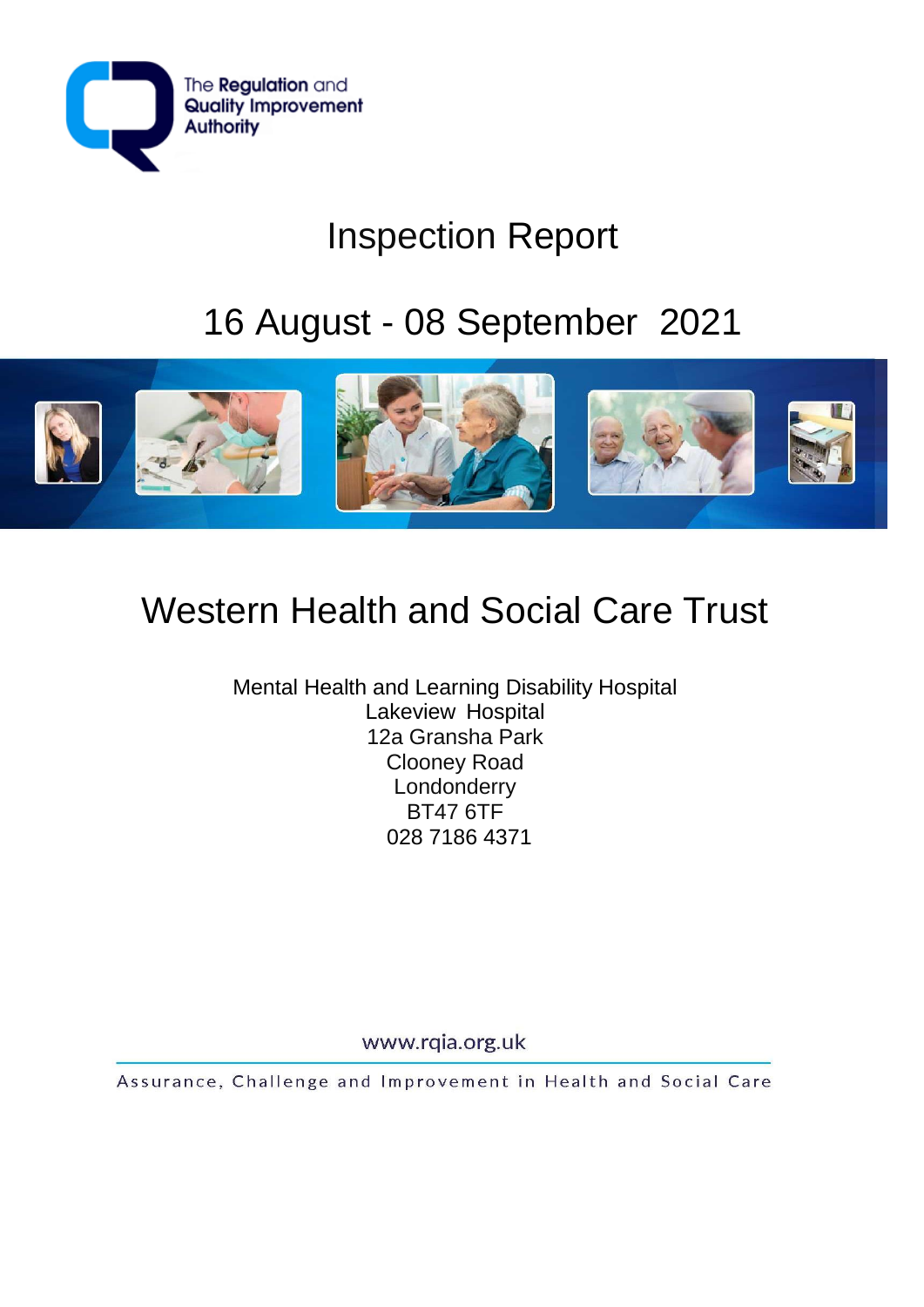The Regulation and Quality Improvement Authority

# Inspection Report

## 16 August - 08 September 2021

# Western Health and Social Care Trust

Mental Health and Learning Disability Hospital
Lakeview Hospital
12a Gransha Park
Clooney Road
Londonderry
BT47 6TF
028 7186 4371

www.rqia.org.uk

Assurance, Challenge and Improvement in Health and Social Care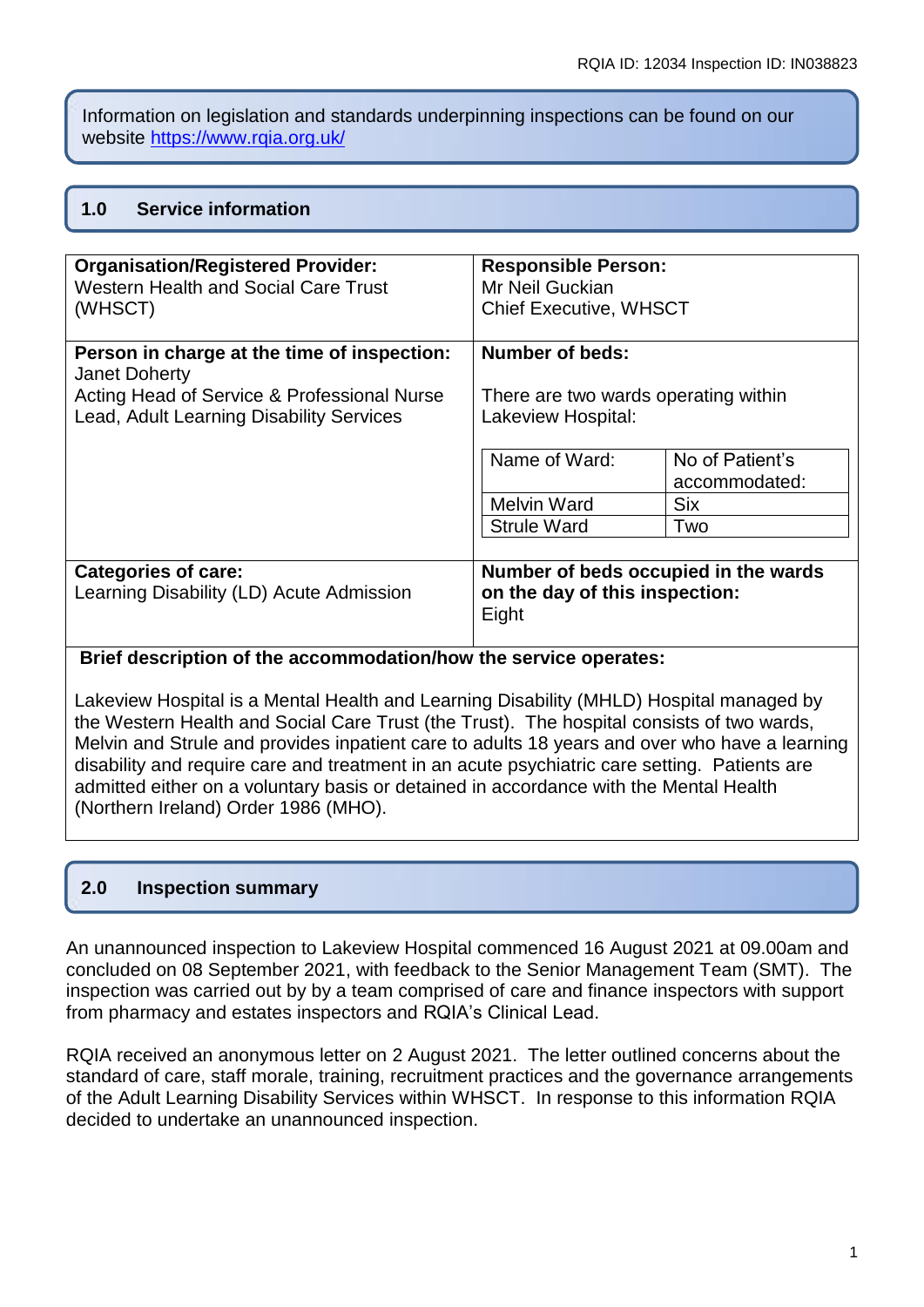Information on legislation and standards underpinning inspections can be found on our website https://www.rqia.org.uk/

## 1.0 Service information

| **Organisation/Registered Provider:** Western Health and Social Care Trust (WHSCT) | **Responsible Person:** Mr Neil Guckian Chief Executive, WHSCT |
|---|---|
| **Person in charge at the time of inspection:** Janet Doherty Acting Head of Service & Professional Nurse Lead, Adult Learning Disability Services | **Number of beds:** There are two wards operating within Lakeview Hospital: |
| **Categories of care:** Learning Disability (LD) Acute Admission | **Number of beds occupied in the wards on the day of this inspection:** Eight |

| Name of Ward: | No of Patient's accommodated: |
|---|---|
| Melvin Ward | Six |
| Strule Ward | Two |

**Brief description of the accommodation/how the service operates:**

Lakeview Hospital is a Mental Health and Learning Disability (MHLD) Hospital managed by the Western Health and Social Care Trust (the Trust). The hospital consists of two wards, Melvin and Strule and provides inpatient care to adults 18 years and over who have a learning disability and require care and treatment in an acute psychiatric care setting. Patients are admitted either on a voluntary basis or detained in accordance with the Mental Health (Northern Ireland) Order 1986 (MHO).

## 2.0 Inspection summary

An unannounced inspection to Lakeview Hospital commenced 16 August 2021 at 09.00am and concluded on 08 September 2021, with feedback to the Senior Management Team (SMT). The inspection was carried out by by a team comprised of care and finance inspectors with support from pharmacy and estates inspectors and RQIA's Clinical Lead.

RQIA received an anonymous letter on 2 August 2021. The letter outlined concerns about the standard of care, staff morale, training, recruitment practices and the governance arrangements of the Adult Learning Disability Services within WHSCT. In response to this information RQIA decided to undertake an unannounced inspection.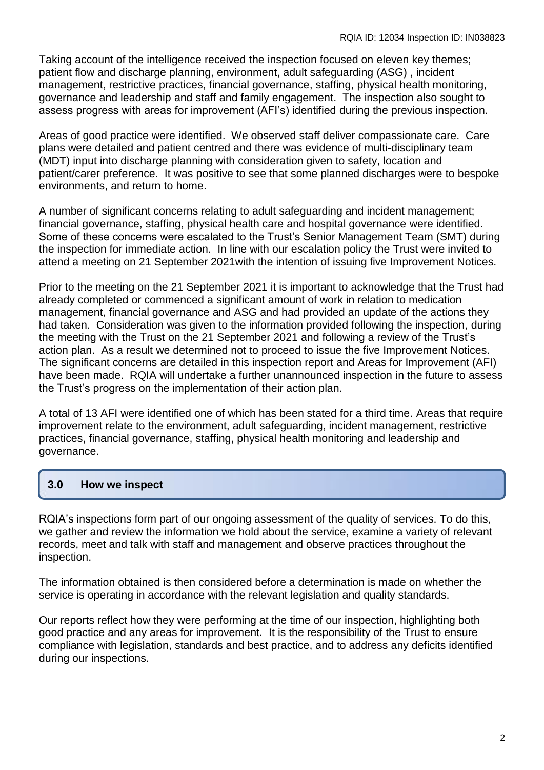Taking account of the intelligence received the inspection focused on eleven key themes; patient flow and discharge planning, environment, adult safeguarding (ASG) , incident management, restrictive practices, financial governance, staffing, physical health monitoring, governance and leadership and staff and family engagement. The inspection also sought to assess progress with areas for improvement (AFI's) identified during the previous inspection.

Areas of good practice were identified. We observed staff deliver compassionate care. Care plans were detailed and patient centred and there was evidence of multi-disciplinary team (MDT) input into discharge planning with consideration given to safety, location and patient/carer preference. It was positive to see that some planned discharges were to bespoke environments, and return to home.

A number of significant concerns relating to adult safeguarding and incident management; financial governance, staffing, physical health care and hospital governance were identified. Some of these concerns were escalated to the Trust's Senior Management Team (SMT) during the inspection for immediate action. In line with our escalation policy the Trust were invited to attend a meeting on 21 September 2021with the intention of issuing five Improvement Notices.

Prior to the meeting on the 21 September 2021 it is important to acknowledge that the Trust had already completed or commenced a significant amount of work in relation to medication management, financial governance and ASG and had provided an update of the actions they had taken. Consideration was given to the information provided following the inspection, during the meeting with the Trust on the 21 September 2021 and following a review of the Trust's action plan. As a result we determined not to proceed to issue the five Improvement Notices. The significant concerns are detailed in this inspection report and Areas for Improvement (AFI) have been made. RQIA will undertake a further unannounced inspection in the future to assess the Trust's progress on the implementation of their action plan.

A total of 13 AFI were identified one of which has been stated for a third time. Areas that require improvement relate to the environment, adult safeguarding, incident management, restrictive practices, financial governance, staffing, physical health monitoring and leadership and governance.

## 3.0 How we inspect

RQIA's inspections form part of our ongoing assessment of the quality of services. To do this, we gather and review the information we hold about the service, examine a variety of relevant records, meet and talk with staff and management and observe practices throughout the inspection.

The information obtained is then considered before a determination is made on whether the service is operating in accordance with the relevant legislation and quality standards.

Our reports reflect how they were performing at the time of our inspection, highlighting both good practice and any areas for improvement. It is the responsibility of the Trust to ensure compliance with legislation, standards and best practice, and to address any deficits identified during our inspections.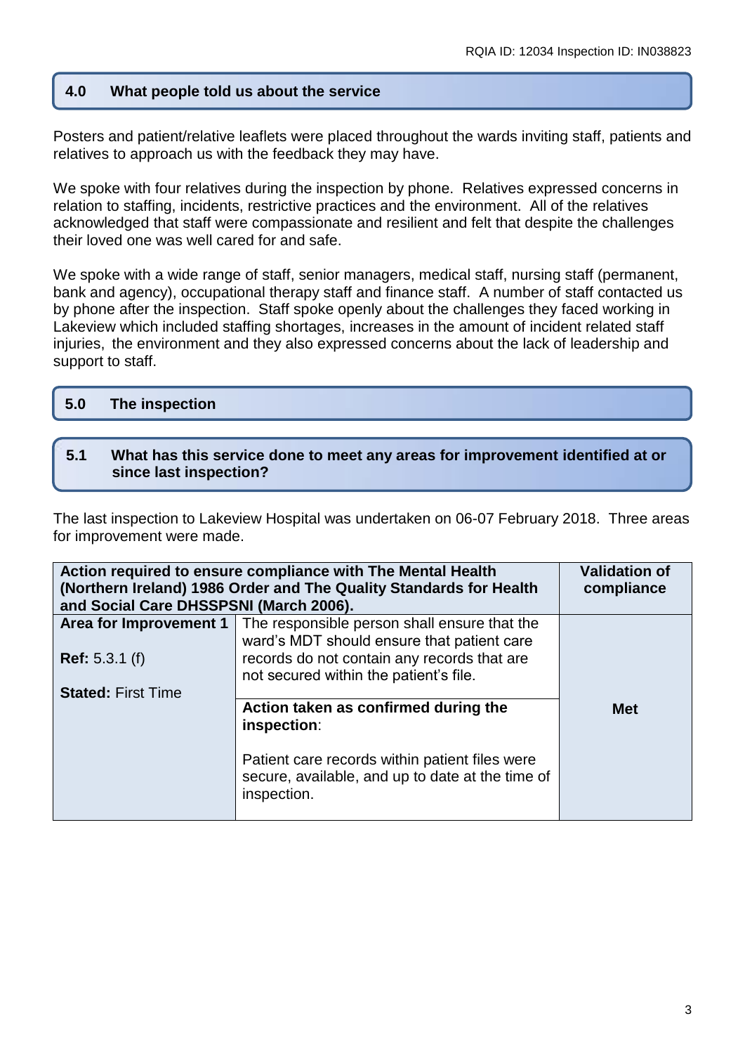## 4.0 What people told us about the service

Posters and patient/relative leaflets were placed throughout the wards inviting staff, patients and relatives to approach us with the feedback they may have.

We spoke with four relatives during the inspection by phone. Relatives expressed concerns in relation to staffing, incidents, restrictive practices and the environment. All of the relatives acknowledged that staff were compassionate and resilient and felt that despite the challenges their loved one was well cared for and safe.

We spoke with a wide range of staff, senior managers, medical staff, nursing staff (permanent, bank and agency), occupational therapy staff and finance staff. A number of staff contacted us by phone after the inspection. Staff spoke openly about the challenges they faced working in Lakeview which included staffing shortages, increases in the amount of incident related staff injuries, the environment and they also expressed concerns about the lack of leadership and support to staff.

## 5.0 The inspection

### 5.1 What has this service done to meet any areas for improvement identified at or since last inspection?

The last inspection to Lakeview Hospital was undertaken on 06-07 February 2018. Three areas for improvement were made.

| **Action required to ensure compliance with The Mental Health (Northern Ireland) 1986 Order and The Quality Standards for Health and Social Care DHSSPSNI (March 2006).** | | **Validation of compliance** |
| --- | --- | --- |
| **Area for Improvement 1**<br><br>**Ref:** 5.3.1 (f)<br><br>**Stated:** First Time | The responsible person shall ensure that the ward's MDT should ensure that patient care records do not contain any records that are not secured within the patient's file. | **Met** |
| | **Action taken as confirmed during the inspection**:<br><br>Patient care records within patient files were secure, available, and up to date at the time of inspection. | |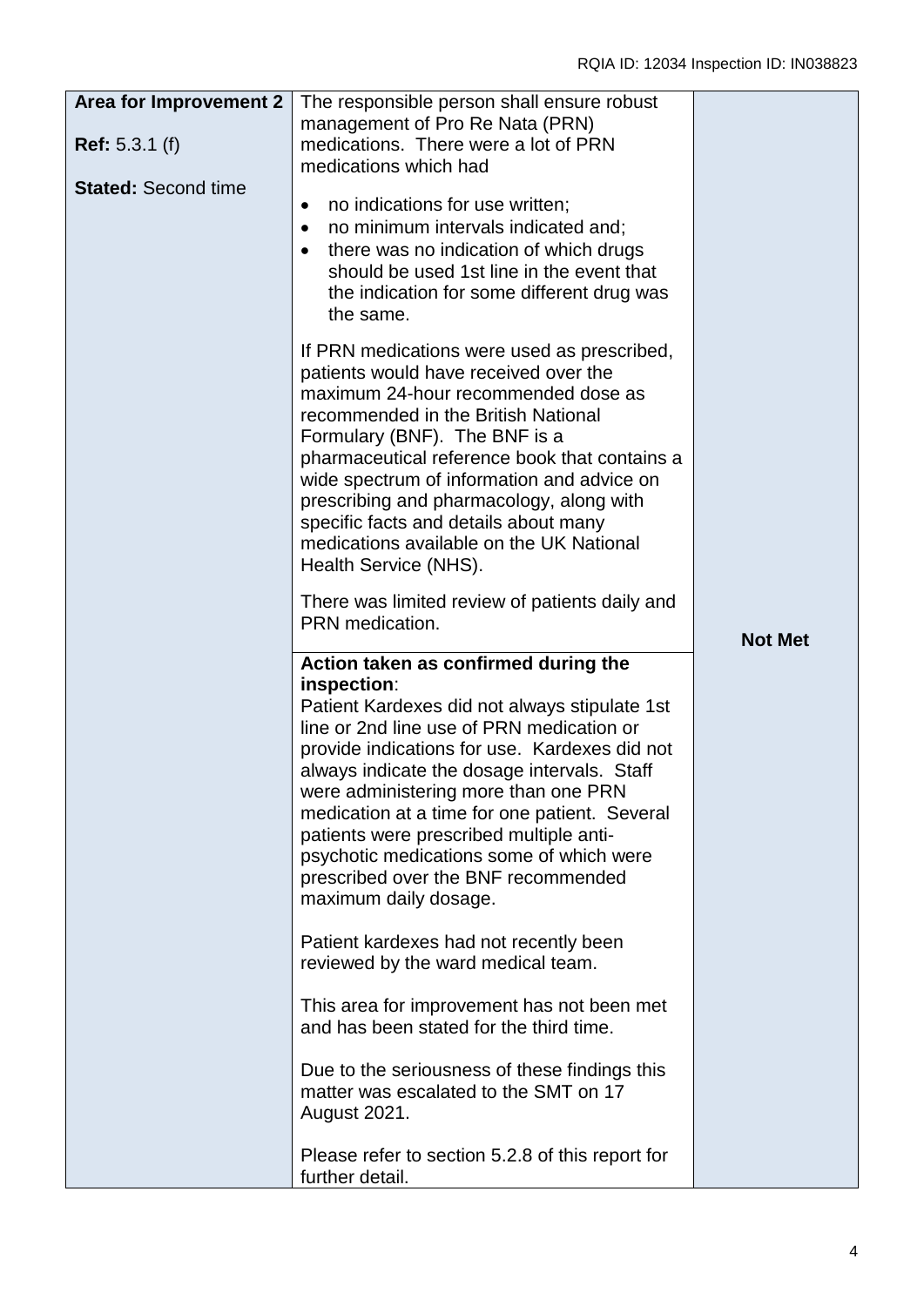| **Area for Improvement 2**<br><br>**Ref:** 5.3.1 (f)<br><br>**Stated:** Second time | The responsible person shall ensure robust management of Pro Re Nata (PRN) medications. There were a lot of PRN medications which had<br><br>• no indications for use written;<br>• no minimum intervals indicated and;<br>• there was no indication of which drugs should be used 1st line in the event that the indication for some different drug was the same.<br><br>If PRN medications were used as prescribed, patients would have received over the maximum 24-hour recommended dose as recommended in the British National Formulary (BNF). The BNF is a pharmaceutical reference book that contains a wide spectrum of information and advice on prescribing and pharmacology, along with specific facts and details about many medications available on the UK National Health Service (NHS).<br><br>There was limited review of patients daily and PRN medication. | **Not Met** |
|---|---|---|
| | **Action taken as confirmed during the inspection**:<br>Patient Kardexes did not always stipulate 1st line or 2nd line use of PRN medication or provide indications for use. Kardexes did not always indicate the dosage intervals. Staff were administering more than one PRN medication at a time for one patient. Several patients were prescribed multiple anti-psychotic medications some of which were prescribed over the BNF recommended maximum daily dosage.<br><br>Patient kardexes had not recently been reviewed by the ward medical team.<br><br>This area for improvement has not been met and has been stated for the third time.<br><br>Due to the seriousness of these findings this matter was escalated to the SMT on 17 August 2021.<br><br>Please refer to section 5.2.8 of this report for further detail. | |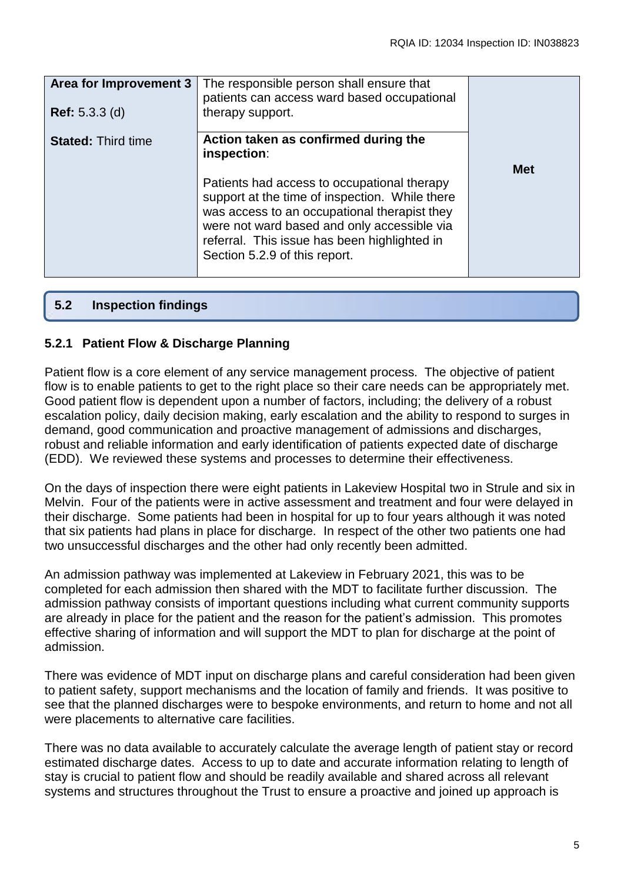| Area for Improvement 3<br><br>**Ref:** 5.3.3 (d) | The responsible person shall ensure that patients can access ward based occupational therapy support. | |
|---|---|---|
| **Stated:** Third time | **Action taken as confirmed during the inspection**:<br><br>Patients had access to occupational therapy support at the time of inspection. While there was access to an occupational therapist they were not ward based and only accessible via referral. This issue has been highlighted in Section 5.2.9 of this report. | **Met** |

## 5.2 Inspection findings

### 5.2.1 Patient Flow & Discharge Planning

Patient flow is a core element of any service management process. The objective of patient flow is to enable patients to get to the right place so their care needs can be appropriately met. Good patient flow is dependent upon a number of factors, including; the delivery of a robust escalation policy, daily decision making, early escalation and the ability to respond to surges in demand, good communication and proactive management of admissions and discharges, robust and reliable information and early identification of patients expected date of discharge (EDD). We reviewed these systems and processes to determine their effectiveness.

On the days of inspection there were eight patients in Lakeview Hospital two in Strule and six in Melvin. Four of the patients were in active assessment and treatment and four were delayed in their discharge. Some patients had been in hospital for up to four years although it was noted that six patients had plans in place for discharge. In respect of the other two patients one had two unsuccessful discharges and the other had only recently been admitted.

An admission pathway was implemented at Lakeview in February 2021, this was to be completed for each admission then shared with the MDT to facilitate further discussion. The admission pathway consists of important questions including what current community supports are already in place for the patient and the reason for the patient's admission. This promotes effective sharing of information and will support the MDT to plan for discharge at the point of admission.

There was evidence of MDT input on discharge plans and careful consideration had been given to patient safety, support mechanisms and the location of family and friends. It was positive to see that the planned discharges were to bespoke environments, and return to home and not all were placements to alternative care facilities.

There was no data available to accurately calculate the average length of patient stay or record estimated discharge dates. Access to up to date and accurate information relating to length of stay is crucial to patient flow and should be readily available and shared across all relevant systems and structures throughout the Trust to ensure a proactive and joined up approach is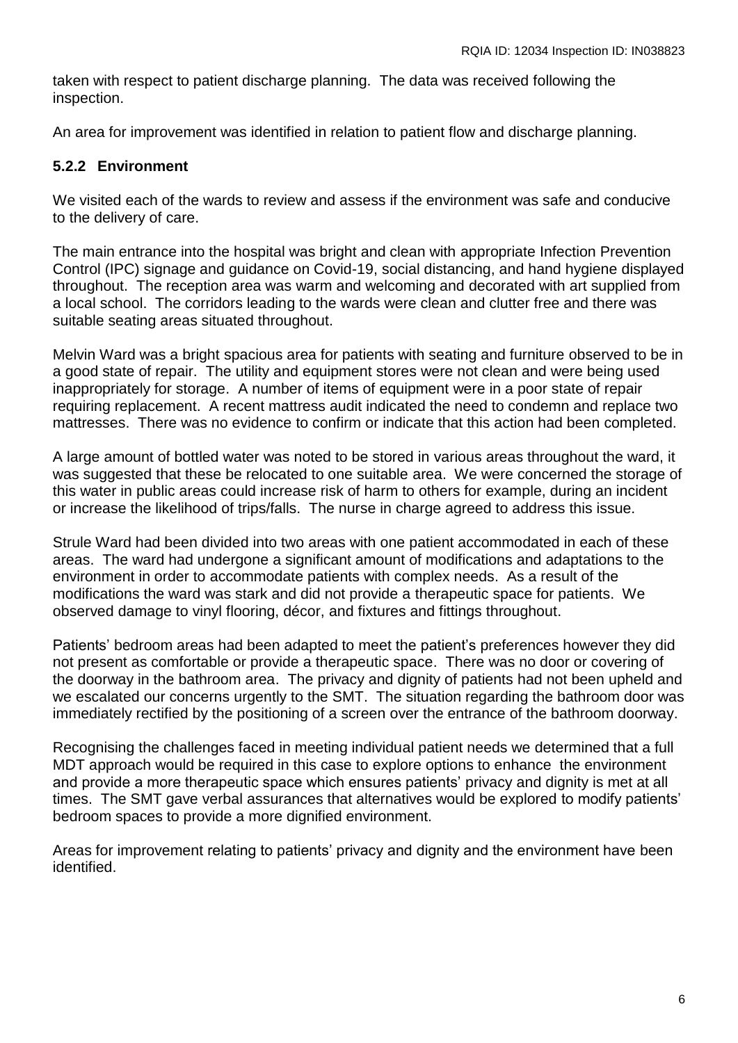taken with respect to patient discharge planning. The data was received following the inspection.

An area for improvement was identified in relation to patient flow and discharge planning.

### 5.2.2 Environment

We visited each of the wards to review and assess if the environment was safe and conducive to the delivery of care.

The main entrance into the hospital was bright and clean with appropriate Infection Prevention Control (IPC) signage and guidance on Covid-19, social distancing, and hand hygiene displayed throughout. The reception area was warm and welcoming and decorated with art supplied from a local school. The corridors leading to the wards were clean and clutter free and there was suitable seating areas situated throughout.

Melvin Ward was a bright spacious area for patients with seating and furniture observed to be in a good state of repair. The utility and equipment stores were not clean and were being used inappropriately for storage. A number of items of equipment were in a poor state of repair requiring replacement. A recent mattress audit indicated the need to condemn and replace two mattresses. There was no evidence to confirm or indicate that this action had been completed.

A large amount of bottled water was noted to be stored in various areas throughout the ward, it was suggested that these be relocated to one suitable area. We were concerned the storage of this water in public areas could increase risk of harm to others for example, during an incident or increase the likelihood of trips/falls. The nurse in charge agreed to address this issue.

Strule Ward had been divided into two areas with one patient accommodated in each of these areas. The ward had undergone a significant amount of modifications and adaptations to the environment in order to accommodate patients with complex needs. As a result of the modifications the ward was stark and did not provide a therapeutic space for patients. We observed damage to vinyl flooring, décor, and fixtures and fittings throughout.

Patients' bedroom areas had been adapted to meet the patient's preferences however they did not present as comfortable or provide a therapeutic space. There was no door or covering of the doorway in the bathroom area. The privacy and dignity of patients had not been upheld and we escalated our concerns urgently to the SMT. The situation regarding the bathroom door was immediately rectified by the positioning of a screen over the entrance of the bathroom doorway.

Recognising the challenges faced in meeting individual patient needs we determined that a full MDT approach would be required in this case to explore options to enhance the environment and provide a more therapeutic space which ensures patients' privacy and dignity is met at all times. The SMT gave verbal assurances that alternatives would be explored to modify patients' bedroom spaces to provide a more dignified environment.

Areas for improvement relating to patients' privacy and dignity and the environment have been identified.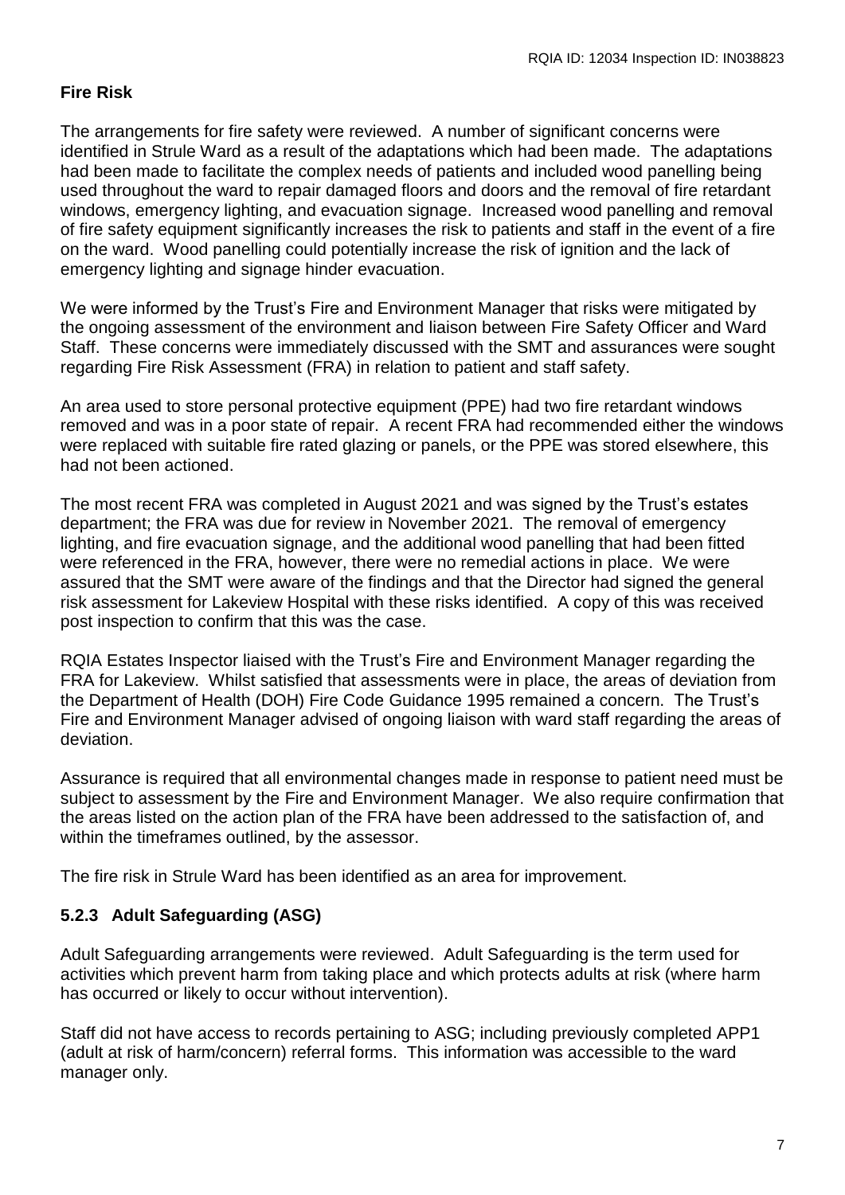### Fire Risk

The arrangements for fire safety were reviewed. A number of significant concerns were identified in Strule Ward as a result of the adaptations which had been made. The adaptations had been made to facilitate the complex needs of patients and included wood panelling being used throughout the ward to repair damaged floors and doors and the removal of fire retardant windows, emergency lighting, and evacuation signage. Increased wood panelling and removal of fire safety equipment significantly increases the risk to patients and staff in the event of a fire on the ward. Wood panelling could potentially increase the risk of ignition and the lack of emergency lighting and signage hinder evacuation.

We were informed by the Trust's Fire and Environment Manager that risks were mitigated by the ongoing assessment of the environment and liaison between Fire Safety Officer and Ward Staff. These concerns were immediately discussed with the SMT and assurances were sought regarding Fire Risk Assessment (FRA) in relation to patient and staff safety.

An area used to store personal protective equipment (PPE) had two fire retardant windows removed and was in a poor state of repair. A recent FRA had recommended either the windows were replaced with suitable fire rated glazing or panels, or the PPE was stored elsewhere, this had not been actioned.

The most recent FRA was completed in August 2021 and was signed by the Trust's estates department; the FRA was due for review in November 2021. The removal of emergency lighting, and fire evacuation signage, and the additional wood panelling that had been fitted were referenced in the FRA, however, there were no remedial actions in place. We were assured that the SMT were aware of the findings and that the Director had signed the general risk assessment for Lakeview Hospital with these risks identified. A copy of this was received post inspection to confirm that this was the case.

RQIA Estates Inspector liaised with the Trust's Fire and Environment Manager regarding the FRA for Lakeview. Whilst satisfied that assessments were in place, the areas of deviation from the Department of Health (DOH) Fire Code Guidance 1995 remained a concern. The Trust's Fire and Environment Manager advised of ongoing liaison with ward staff regarding the areas of deviation.

Assurance is required that all environmental changes made in response to patient need must be subject to assessment by the Fire and Environment Manager. We also require confirmation that the areas listed on the action plan of the FRA have been addressed to the satisfaction of, and within the timeframes outlined, by the assessor.

The fire risk in Strule Ward has been identified as an area for improvement.

### 5.2.3 Adult Safeguarding (ASG)

Adult Safeguarding arrangements were reviewed. Adult Safeguarding is the term used for activities which prevent harm from taking place and which protects adults at risk (where harm has occurred or likely to occur without intervention).

Staff did not have access to records pertaining to ASG; including previously completed APP1 (adult at risk of harm/concern) referral forms. This information was accessible to the ward manager only.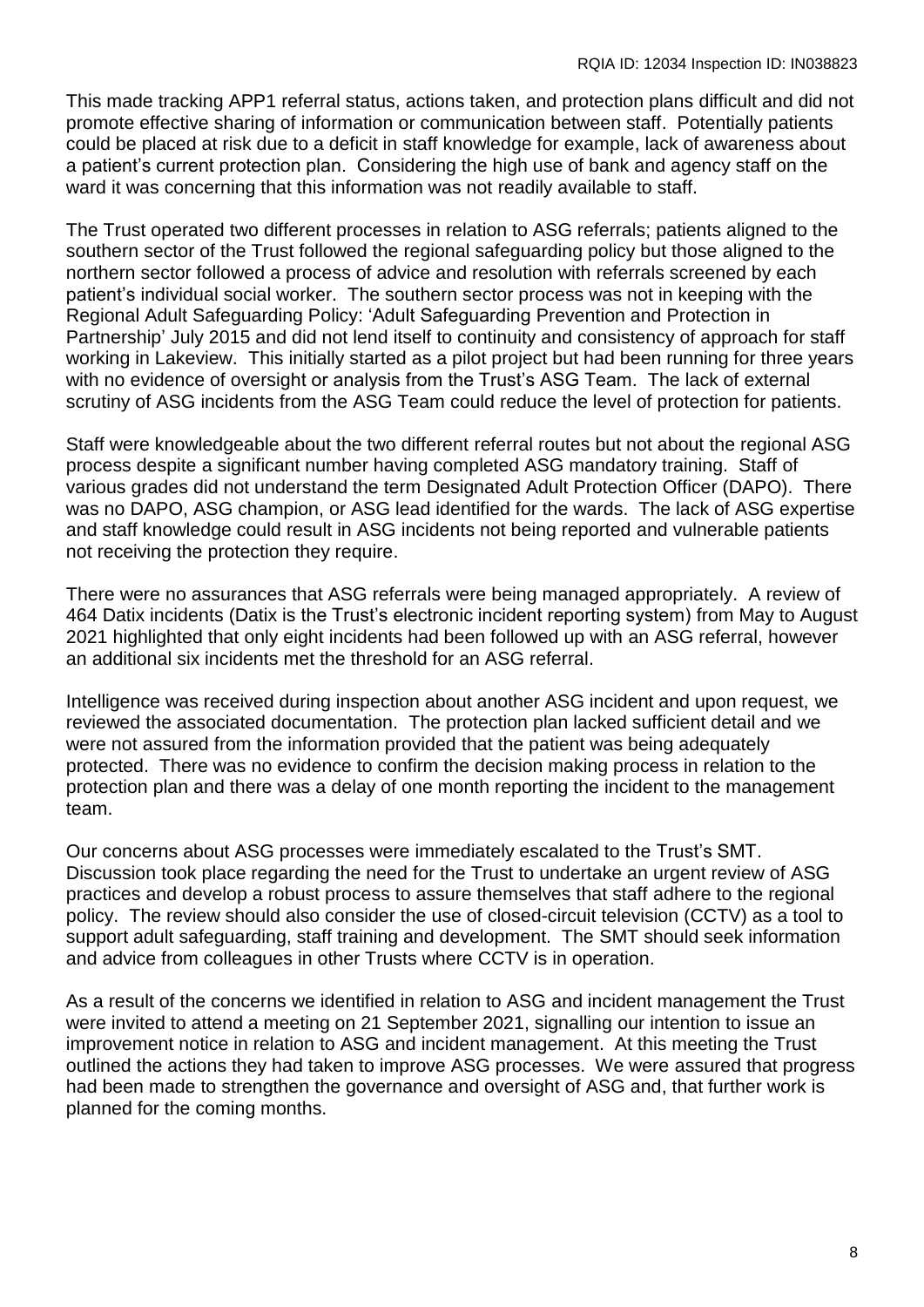This made tracking APP1 referral status, actions taken, and protection plans difficult and did not promote effective sharing of information or communication between staff. Potentially patients could be placed at risk due to a deficit in staff knowledge for example, lack of awareness about a patient's current protection plan. Considering the high use of bank and agency staff on the ward it was concerning that this information was not readily available to staff.

The Trust operated two different processes in relation to ASG referrals; patients aligned to the southern sector of the Trust followed the regional safeguarding policy but those aligned to the northern sector followed a process of advice and resolution with referrals screened by each patient's individual social worker. The southern sector process was not in keeping with the Regional Adult Safeguarding Policy: 'Adult Safeguarding Prevention and Protection in Partnership' July 2015 and did not lend itself to continuity and consistency of approach for staff working in Lakeview. This initially started as a pilot project but had been running for three years with no evidence of oversight or analysis from the Trust's ASG Team. The lack of external scrutiny of ASG incidents from the ASG Team could reduce the level of protection for patients.

Staff were knowledgeable about the two different referral routes but not about the regional ASG process despite a significant number having completed ASG mandatory training. Staff of various grades did not understand the term Designated Adult Protection Officer (DAPO). There was no DAPO, ASG champion, or ASG lead identified for the wards. The lack of ASG expertise and staff knowledge could result in ASG incidents not being reported and vulnerable patients not receiving the protection they require.

There were no assurances that ASG referrals were being managed appropriately. A review of 464 Datix incidents (Datix is the Trust's electronic incident reporting system) from May to August 2021 highlighted that only eight incidents had been followed up with an ASG referral, however an additional six incidents met the threshold for an ASG referral.

Intelligence was received during inspection about another ASG incident and upon request, we reviewed the associated documentation. The protection plan lacked sufficient detail and we were not assured from the information provided that the patient was being adequately protected. There was no evidence to confirm the decision making process in relation to the protection plan and there was a delay of one month reporting the incident to the management team.

Our concerns about ASG processes were immediately escalated to the Trust's SMT. Discussion took place regarding the need for the Trust to undertake an urgent review of ASG practices and develop a robust process to assure themselves that staff adhere to the regional policy. The review should also consider the use of closed-circuit television (CCTV) as a tool to support adult safeguarding, staff training and development. The SMT should seek information and advice from colleagues in other Trusts where CCTV is in operation.

As a result of the concerns we identified in relation to ASG and incident management the Trust were invited to attend a meeting on 21 September 2021, signalling our intention to issue an improvement notice in relation to ASG and incident management. At this meeting the Trust outlined the actions they had taken to improve ASG processes. We were assured that progress had been made to strengthen the governance and oversight of ASG and, that further work is planned for the coming months.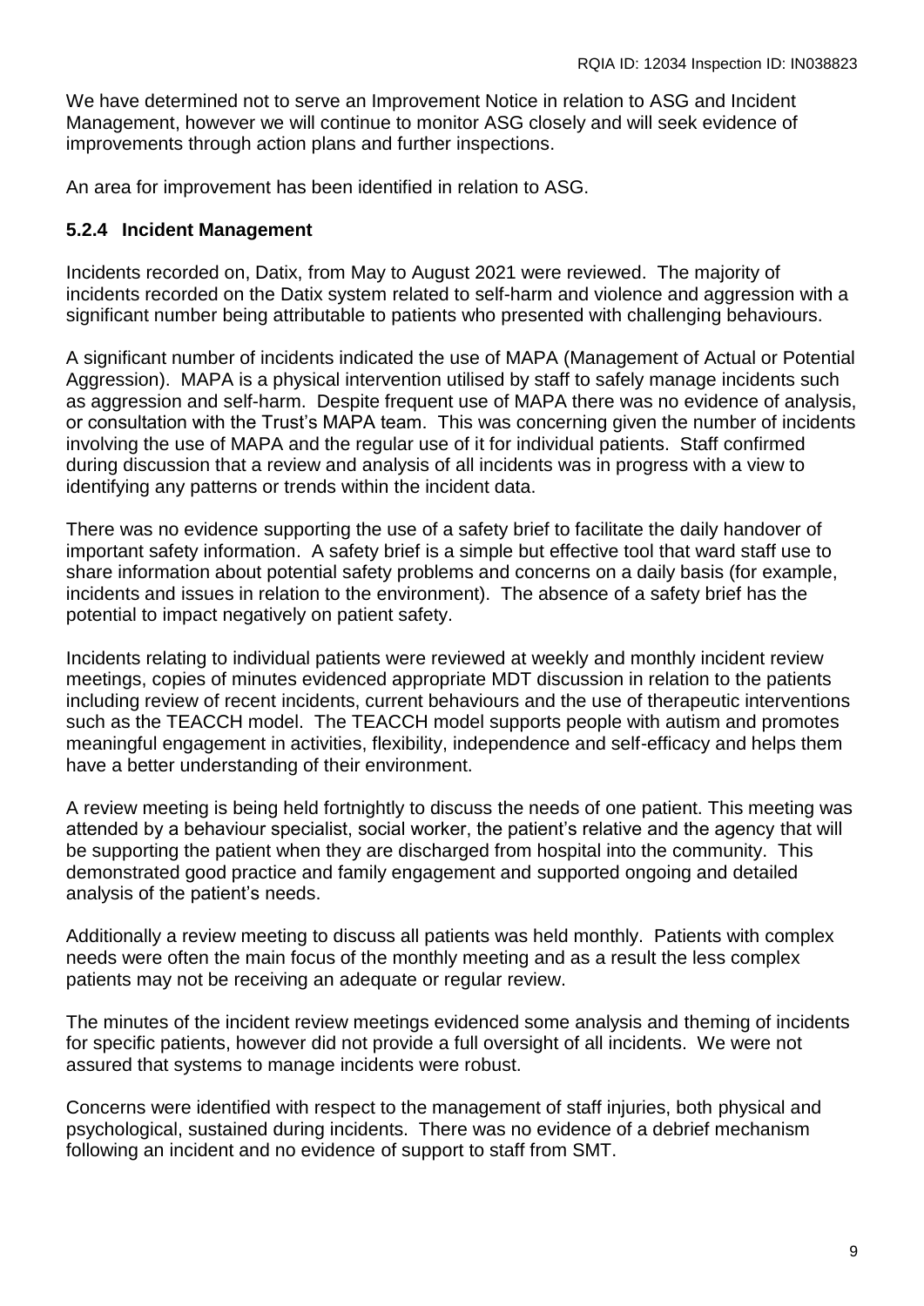We have determined not to serve an Improvement Notice in relation to ASG and Incident Management, however we will continue to monitor ASG closely and will seek evidence of improvements through action plans and further inspections.

An area for improvement has been identified in relation to ASG.

### 5.2.4 Incident Management

Incidents recorded on, Datix, from May to August 2021 were reviewed. The majority of incidents recorded on the Datix system related to self-harm and violence and aggression with a significant number being attributable to patients who presented with challenging behaviours.

A significant number of incidents indicated the use of MAPA (Management of Actual or Potential Aggression). MAPA is a physical intervention utilised by staff to safely manage incidents such as aggression and self-harm. Despite frequent use of MAPA there was no evidence of analysis, or consultation with the Trust's MAPA team. This was concerning given the number of incidents involving the use of MAPA and the regular use of it for individual patients. Staff confirmed during discussion that a review and analysis of all incidents was in progress with a view to identifying any patterns or trends within the incident data.

There was no evidence supporting the use of a safety brief to facilitate the daily handover of important safety information. A safety brief is a simple but effective tool that ward staff use to share information about potential safety problems and concerns on a daily basis (for example, incidents and issues in relation to the environment). The absence of a safety brief has the potential to impact negatively on patient safety.

Incidents relating to individual patients were reviewed at weekly and monthly incident review meetings, copies of minutes evidenced appropriate MDT discussion in relation to the patients including review of recent incidents, current behaviours and the use of therapeutic interventions such as the TEACCH model. The TEACCH model supports people with autism and promotes meaningful engagement in activities, flexibility, independence and self-efficacy and helps them have a better understanding of their environment.

A review meeting is being held fortnightly to discuss the needs of one patient. This meeting was attended by a behaviour specialist, social worker, the patient's relative and the agency that will be supporting the patient when they are discharged from hospital into the community. This demonstrated good practice and family engagement and supported ongoing and detailed analysis of the patient's needs.

Additionally a review meeting to discuss all patients was held monthly. Patients with complex needs were often the main focus of the monthly meeting and as a result the less complex patients may not be receiving an adequate or regular review.

The minutes of the incident review meetings evidenced some analysis and theming of incidents for specific patients, however did not provide a full oversight of all incidents. We were not assured that systems to manage incidents were robust.

Concerns were identified with respect to the management of staff injuries, both physical and psychological, sustained during incidents. There was no evidence of a debrief mechanism following an incident and no evidence of support to staff from SMT.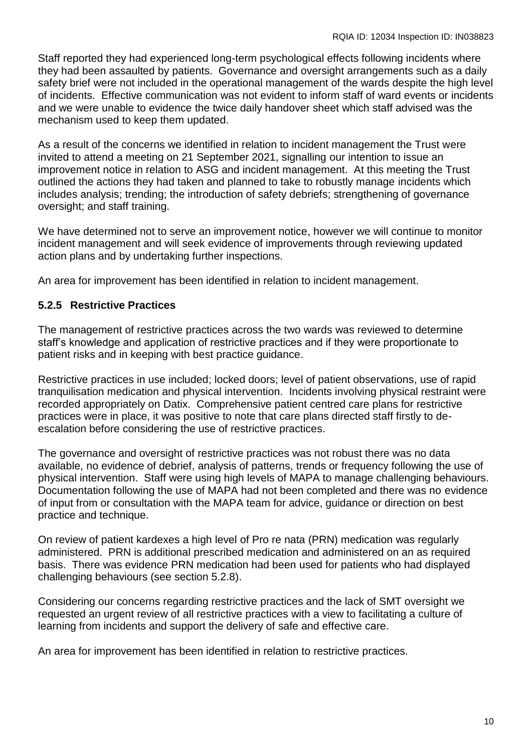Staff reported they had experienced long-term psychological effects following incidents where they had been assaulted by patients. Governance and oversight arrangements such as a daily safety brief were not included in the operational management of the wards despite the high level of incidents. Effective communication was not evident to inform staff of ward events or incidents and we were unable to evidence the twice daily handover sheet which staff advised was the mechanism used to keep them updated.

As a result of the concerns we identified in relation to incident management the Trust were invited to attend a meeting on 21 September 2021, signalling our intention to issue an improvement notice in relation to ASG and incident management. At this meeting the Trust outlined the actions they had taken and planned to take to robustly manage incidents which includes analysis; trending; the introduction of safety debriefs; strengthening of governance oversight; and staff training.

We have determined not to serve an improvement notice, however we will continue to monitor incident management and will seek evidence of improvements through reviewing updated action plans and by undertaking further inspections.

An area for improvement has been identified in relation to incident management.

### 5.2.5 Restrictive Practices

The management of restrictive practices across the two wards was reviewed to determine staff's knowledge and application of restrictive practices and if they were proportionate to patient risks and in keeping with best practice guidance.

Restrictive practices in use included; locked doors; level of patient observations, use of rapid tranquilisation medication and physical intervention. Incidents involving physical restraint were recorded appropriately on Datix. Comprehensive patient centred care plans for restrictive practices were in place, it was positive to note that care plans directed staff firstly to de-escalation before considering the use of restrictive practices.

The governance and oversight of restrictive practices was not robust there was no data available, no evidence of debrief, analysis of patterns, trends or frequency following the use of physical intervention. Staff were using high levels of MAPA to manage challenging behaviours. Documentation following the use of MAPA had not been completed and there was no evidence of input from or consultation with the MAPA team for advice, guidance or direction on best practice and technique.

On review of patient kardexes a high level of Pro re nata (PRN) medication was regularly administered. PRN is additional prescribed medication and administered on an as required basis. There was evidence PRN medication had been used for patients who had displayed challenging behaviours (see section 5.2.8).

Considering our concerns regarding restrictive practices and the lack of SMT oversight we requested an urgent review of all restrictive practices with a view to facilitating a culture of learning from incidents and support the delivery of safe and effective care.

An area for improvement has been identified in relation to restrictive practices.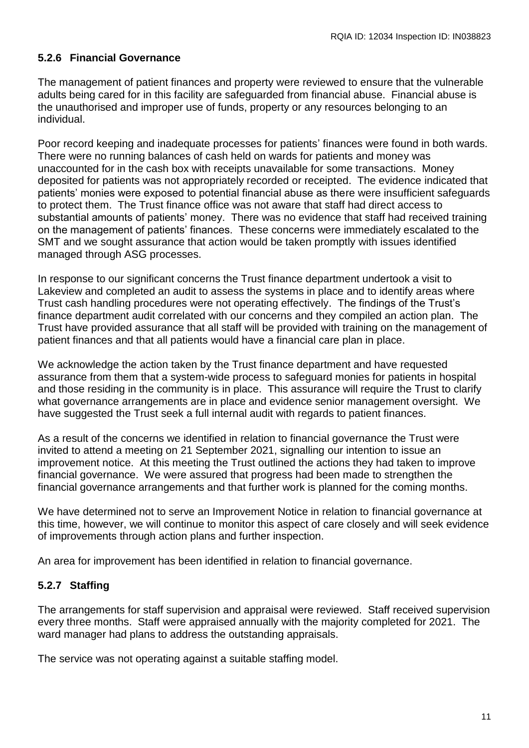### 5.2.6 Financial Governance

The management of patient finances and property were reviewed to ensure that the vulnerable adults being cared for in this facility are safeguarded from financial abuse. Financial abuse is the unauthorised and improper use of funds, property or any resources belonging to an individual.

Poor record keeping and inadequate processes for patients' finances were found in both wards. There were no running balances of cash held on wards for patients and money was unaccounted for in the cash box with receipts unavailable for some transactions. Money deposited for patients was not appropriately recorded or receipted. The evidence indicated that patients' monies were exposed to potential financial abuse as there were insufficient safeguards to protect them. The Trust finance office was not aware that staff had direct access to substantial amounts of patients' money. There was no evidence that staff had received training on the management of patients' finances. These concerns were immediately escalated to the SMT and we sought assurance that action would be taken promptly with issues identified managed through ASG processes.

In response to our significant concerns the Trust finance department undertook a visit to Lakeview and completed an audit to assess the systems in place and to identify areas where Trust cash handling procedures were not operating effectively. The findings of the Trust's finance department audit correlated with our concerns and they compiled an action plan. The Trust have provided assurance that all staff will be provided with training on the management of patient finances and that all patients would have a financial care plan in place.

We acknowledge the action taken by the Trust finance department and have requested assurance from them that a system-wide process to safeguard monies for patients in hospital and those residing in the community is in place. This assurance will require the Trust to clarify what governance arrangements are in place and evidence senior management oversight. We have suggested the Trust seek a full internal audit with regards to patient finances.

As a result of the concerns we identified in relation to financial governance the Trust were invited to attend a meeting on 21 September 2021, signalling our intention to issue an improvement notice. At this meeting the Trust outlined the actions they had taken to improve financial governance. We were assured that progress had been made to strengthen the financial governance arrangements and that further work is planned for the coming months.

We have determined not to serve an Improvement Notice in relation to financial governance at this time, however, we will continue to monitor this aspect of care closely and will seek evidence of improvements through action plans and further inspection.

An area for improvement has been identified in relation to financial governance.

### 5.2.7 Staffing

The arrangements for staff supervision and appraisal were reviewed. Staff received supervision every three months. Staff were appraised annually with the majority completed for 2021. The ward manager had plans to address the outstanding appraisals.

The service was not operating against a suitable staffing model.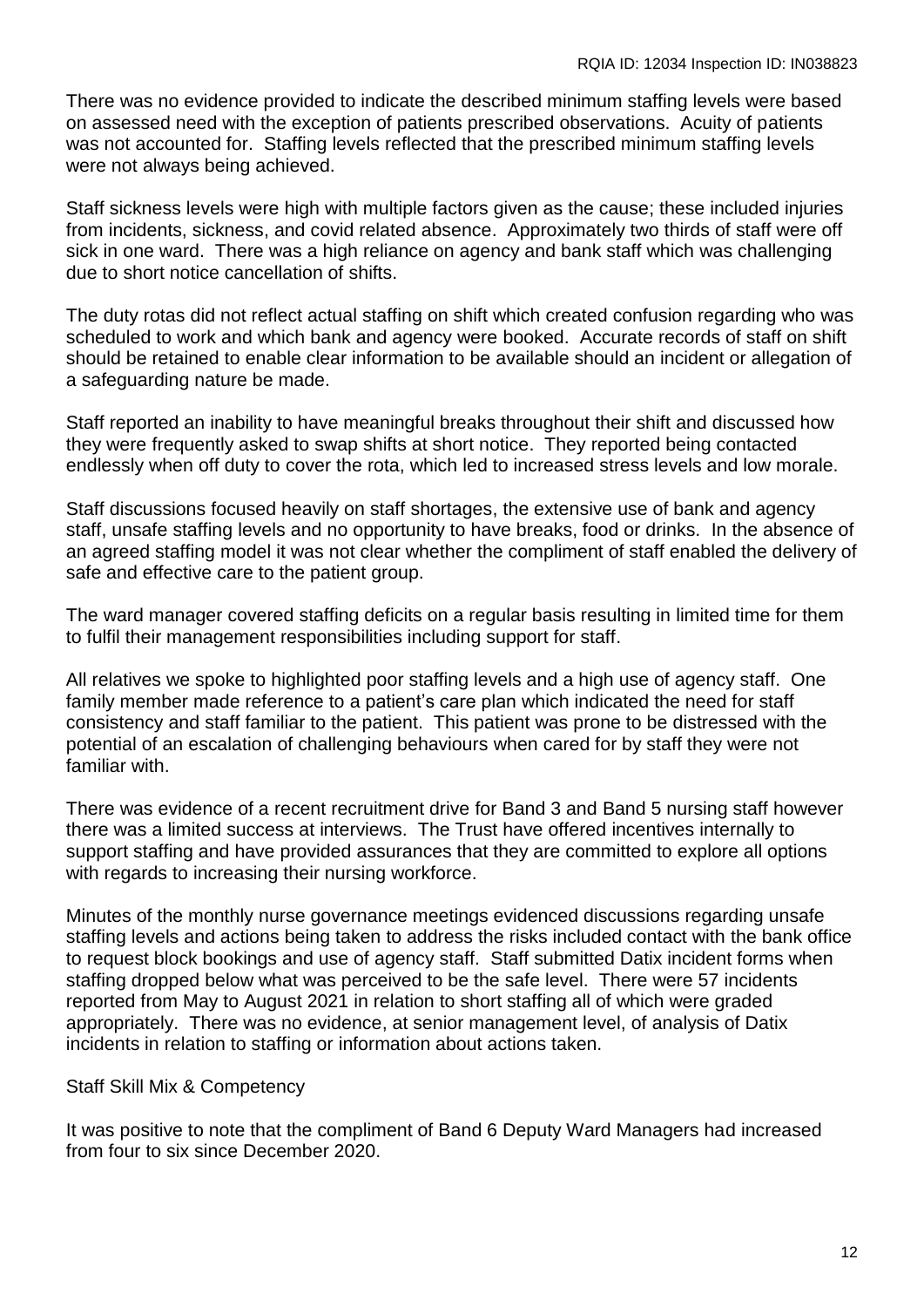There was no evidence provided to indicate the described minimum staffing levels were based on assessed need with the exception of patients prescribed observations. Acuity of patients was not accounted for. Staffing levels reflected that the prescribed minimum staffing levels were not always being achieved.

Staff sickness levels were high with multiple factors given as the cause; these included injuries from incidents, sickness, and covid related absence. Approximately two thirds of staff were off sick in one ward. There was a high reliance on agency and bank staff which was challenging due to short notice cancellation of shifts.

The duty rotas did not reflect actual staffing on shift which created confusion regarding who was scheduled to work and which bank and agency were booked. Accurate records of staff on shift should be retained to enable clear information to be available should an incident or allegation of a safeguarding nature be made.

Staff reported an inability to have meaningful breaks throughout their shift and discussed how they were frequently asked to swap shifts at short notice. They reported being contacted endlessly when off duty to cover the rota, which led to increased stress levels and low morale.

Staff discussions focused heavily on staff shortages, the extensive use of bank and agency staff, unsafe staffing levels and no opportunity to have breaks, food or drinks. In the absence of an agreed staffing model it was not clear whether the compliment of staff enabled the delivery of safe and effective care to the patient group.

The ward manager covered staffing deficits on a regular basis resulting in limited time for them to fulfil their management responsibilities including support for staff.

All relatives we spoke to highlighted poor staffing levels and a high use of agency staff. One family member made reference to a patient's care plan which indicated the need for staff consistency and staff familiar to the patient. This patient was prone to be distressed with the potential of an escalation of challenging behaviours when cared for by staff they were not familiar with.

There was evidence of a recent recruitment drive for Band 3 and Band 5 nursing staff however there was a limited success at interviews. The Trust have offered incentives internally to support staffing and have provided assurances that they are committed to explore all options with regards to increasing their nursing workforce.

Minutes of the monthly nurse governance meetings evidenced discussions regarding unsafe staffing levels and actions being taken to address the risks included contact with the bank office to request block bookings and use of agency staff. Staff submitted Datix incident forms when staffing dropped below what was perceived to be the safe level. There were 57 incidents reported from May to August 2021 in relation to short staffing all of which were graded appropriately. There was no evidence, at senior management level, of analysis of Datix incidents in relation to staffing or information about actions taken.

Staff Skill Mix & Competency

It was positive to note that the compliment of Band 6 Deputy Ward Managers had increased from four to six since December 2020.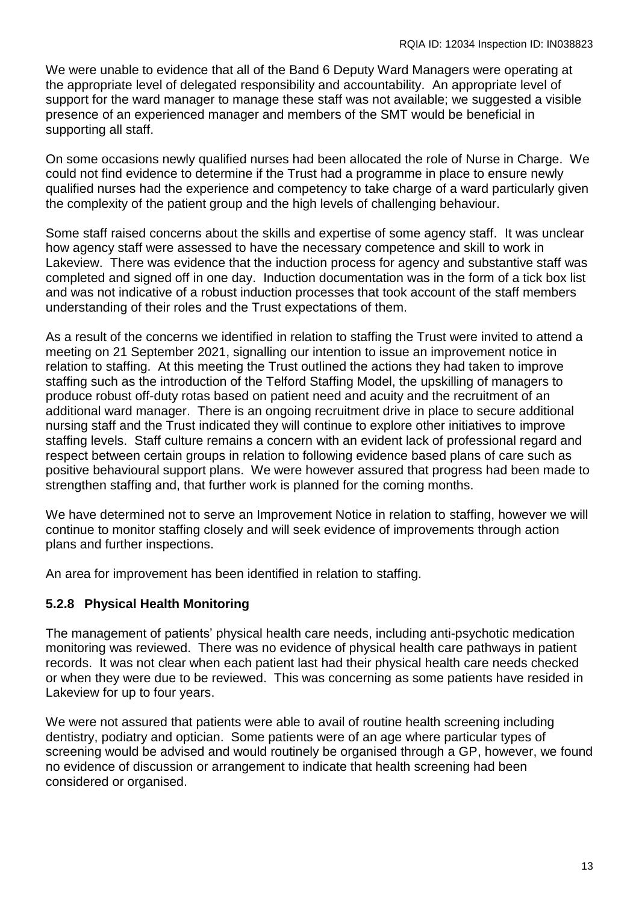We were unable to evidence that all of the Band 6 Deputy Ward Managers were operating at the appropriate level of delegated responsibility and accountability. An appropriate level of support for the ward manager to manage these staff was not available; we suggested a visible presence of an experienced manager and members of the SMT would be beneficial in supporting all staff.

On some occasions newly qualified nurses had been allocated the role of Nurse in Charge. We could not find evidence to determine if the Trust had a programme in place to ensure newly qualified nurses had the experience and competency to take charge of a ward particularly given the complexity of the patient group and the high levels of challenging behaviour.

Some staff raised concerns about the skills and expertise of some agency staff. It was unclear how agency staff were assessed to have the necessary competence and skill to work in Lakeview. There was evidence that the induction process for agency and substantive staff was completed and signed off in one day. Induction documentation was in the form of a tick box list and was not indicative of a robust induction processes that took account of the staff members understanding of their roles and the Trust expectations of them.

As a result of the concerns we identified in relation to staffing the Trust were invited to attend a meeting on 21 September 2021, signalling our intention to issue an improvement notice in relation to staffing. At this meeting the Trust outlined the actions they had taken to improve staffing such as the introduction of the Telford Staffing Model, the upskilling of managers to produce robust off-duty rotas based on patient need and acuity and the recruitment of an additional ward manager. There is an ongoing recruitment drive in place to secure additional nursing staff and the Trust indicated they will continue to explore other initiatives to improve staffing levels. Staff culture remains a concern with an evident lack of professional regard and respect between certain groups in relation to following evidence based plans of care such as positive behavioural support plans. We were however assured that progress had been made to strengthen staffing and, that further work is planned for the coming months.

We have determined not to serve an Improvement Notice in relation to staffing, however we will continue to monitor staffing closely and will seek evidence of improvements through action plans and further inspections.

An area for improvement has been identified in relation to staffing.

### 5.2.8 Physical Health Monitoring

The management of patients' physical health care needs, including anti-psychotic medication monitoring was reviewed. There was no evidence of physical health care pathways in patient records. It was not clear when each patient last had their physical health care needs checked or when they were due to be reviewed. This was concerning as some patients have resided in Lakeview for up to four years.

We were not assured that patients were able to avail of routine health screening including dentistry, podiatry and optician. Some patients were of an age where particular types of screening would be advised and would routinely be organised through a GP, however, we found no evidence of discussion or arrangement to indicate that health screening had been considered or organised.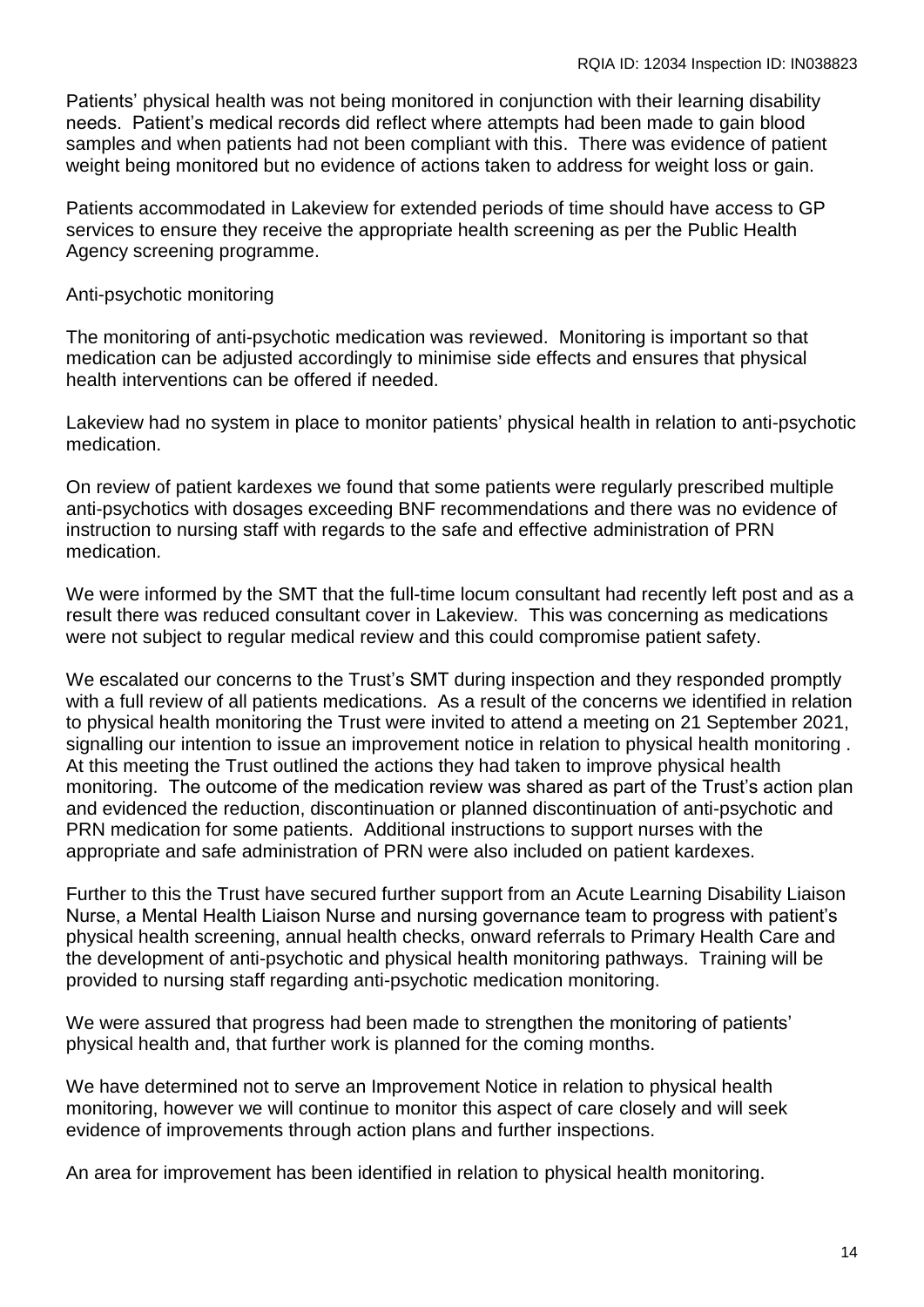Patients' physical health was not being monitored in conjunction with their learning disability needs. Patient's medical records did reflect where attempts had been made to gain blood samples and when patients had not been compliant with this. There was evidence of patient weight being monitored but no evidence of actions taken to address for weight loss or gain.

Patients accommodated in Lakeview for extended periods of time should have access to GP services to ensure they receive the appropriate health screening as per the Public Health Agency screening programme.

Anti-psychotic monitoring

The monitoring of anti-psychotic medication was reviewed. Monitoring is important so that medication can be adjusted accordingly to minimise side effects and ensures that physical health interventions can be offered if needed.

Lakeview had no system in place to monitor patients' physical health in relation to anti-psychotic medication.

On review of patient kardexes we found that some patients were regularly prescribed multiple anti-psychotics with dosages exceeding BNF recommendations and there was no evidence of instruction to nursing staff with regards to the safe and effective administration of PRN medication.

We were informed by the SMT that the full-time locum consultant had recently left post and as a result there was reduced consultant cover in Lakeview. This was concerning as medications were not subject to regular medical review and this could compromise patient safety.

We escalated our concerns to the Trust's SMT during inspection and they responded promptly with a full review of all patients medications. As a result of the concerns we identified in relation to physical health monitoring the Trust were invited to attend a meeting on 21 September 2021, signalling our intention to issue an improvement notice in relation to physical health monitoring . At this meeting the Trust outlined the actions they had taken to improve physical health monitoring. The outcome of the medication review was shared as part of the Trust's action plan and evidenced the reduction, discontinuation or planned discontinuation of anti-psychotic and PRN medication for some patients. Additional instructions to support nurses with the appropriate and safe administration of PRN were also included on patient kardexes.

Further to this the Trust have secured further support from an Acute Learning Disability Liaison Nurse, a Mental Health Liaison Nurse and nursing governance team to progress with patient's physical health screening, annual health checks, onward referrals to Primary Health Care and the development of anti-psychotic and physical health monitoring pathways. Training will be provided to nursing staff regarding anti-psychotic medication monitoring.

We were assured that progress had been made to strengthen the monitoring of patients' physical health and, that further work is planned for the coming months.

We have determined not to serve an Improvement Notice in relation to physical health monitoring, however we will continue to monitor this aspect of care closely and will seek evidence of improvements through action plans and further inspections.

An area for improvement has been identified in relation to physical health monitoring.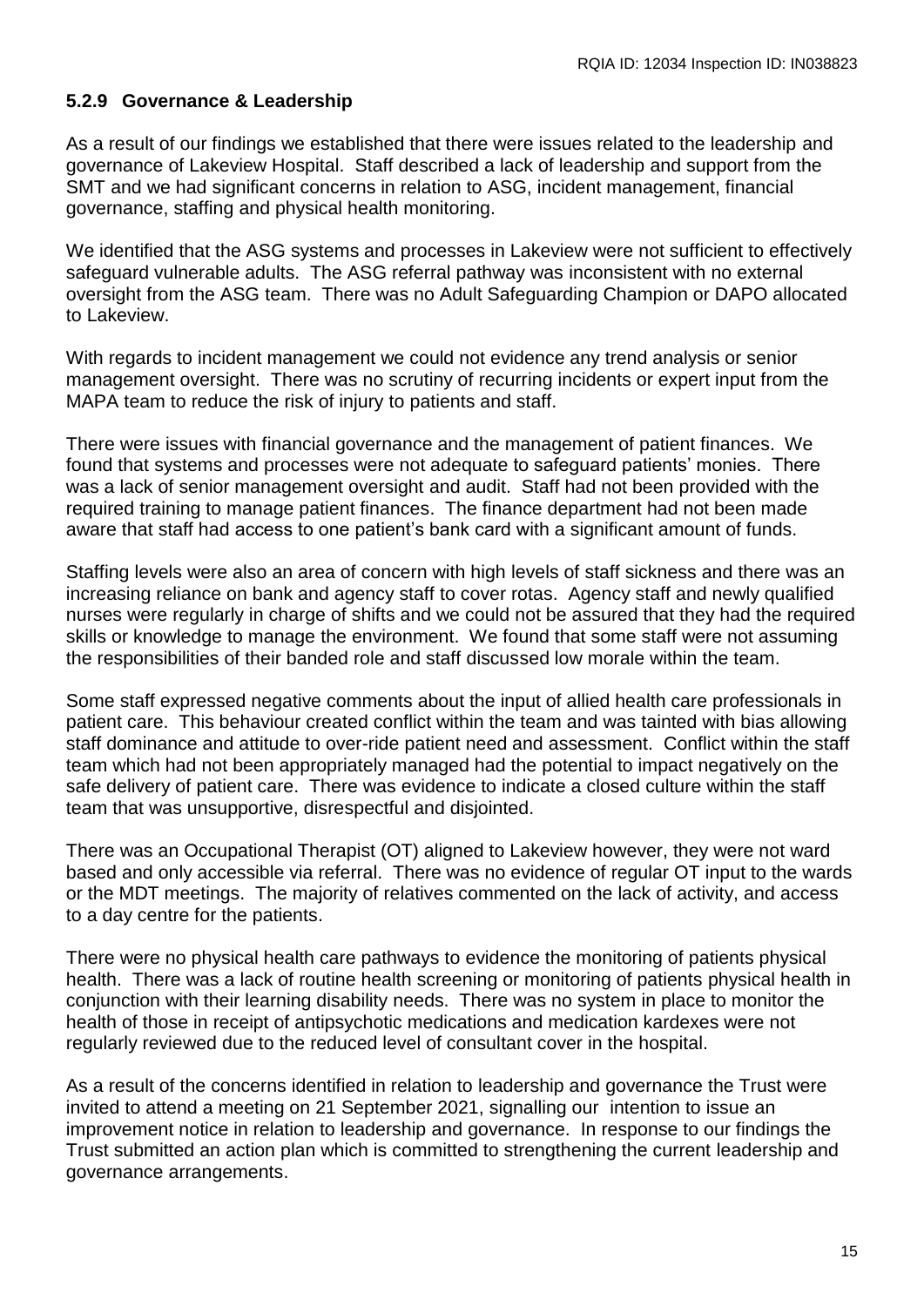### 5.2.9 Governance & Leadership

As a result of our findings we established that there were issues related to the leadership and governance of Lakeview Hospital. Staff described a lack of leadership and support from the SMT and we had significant concerns in relation to ASG, incident management, financial governance, staffing and physical health monitoring.

We identified that the ASG systems and processes in Lakeview were not sufficient to effectively safeguard vulnerable adults. The ASG referral pathway was inconsistent with no external oversight from the ASG team. There was no Adult Safeguarding Champion or DAPO allocated to Lakeview.

With regards to incident management we could not evidence any trend analysis or senior management oversight. There was no scrutiny of recurring incidents or expert input from the MAPA team to reduce the risk of injury to patients and staff.

There were issues with financial governance and the management of patient finances. We found that systems and processes were not adequate to safeguard patients' monies. There was a lack of senior management oversight and audit. Staff had not been provided with the required training to manage patient finances. The finance department had not been made aware that staff had access to one patient's bank card with a significant amount of funds.

Staffing levels were also an area of concern with high levels of staff sickness and there was an increasing reliance on bank and agency staff to cover rotas. Agency staff and newly qualified nurses were regularly in charge of shifts and we could not be assured that they had the required skills or knowledge to manage the environment. We found that some staff were not assuming the responsibilities of their banded role and staff discussed low morale within the team.

Some staff expressed negative comments about the input of allied health care professionals in patient care. This behaviour created conflict within the team and was tainted with bias allowing staff dominance and attitude to over-ride patient need and assessment. Conflict within the staff team which had not been appropriately managed had the potential to impact negatively on the safe delivery of patient care. There was evidence to indicate a closed culture within the staff team that was unsupportive, disrespectful and disjointed.

There was an Occupational Therapist (OT) aligned to Lakeview however, they were not ward based and only accessible via referral. There was no evidence of regular OT input to the wards or the MDT meetings. The majority of relatives commented on the lack of activity, and access to a day centre for the patients.

There were no physical health care pathways to evidence the monitoring of patients physical health. There was a lack of routine health screening or monitoring of patients physical health in conjunction with their learning disability needs. There was no system in place to monitor the health of those in receipt of antipsychotic medications and medication kardexes were not regularly reviewed due to the reduced level of consultant cover in the hospital.

As a result of the concerns identified in relation to leadership and governance the Trust were invited to attend a meeting on 21 September 2021, signalling our intention to issue an improvement notice in relation to leadership and governance. In response to our findings the Trust submitted an action plan which is committed to strengthening the current leadership and governance arrangements.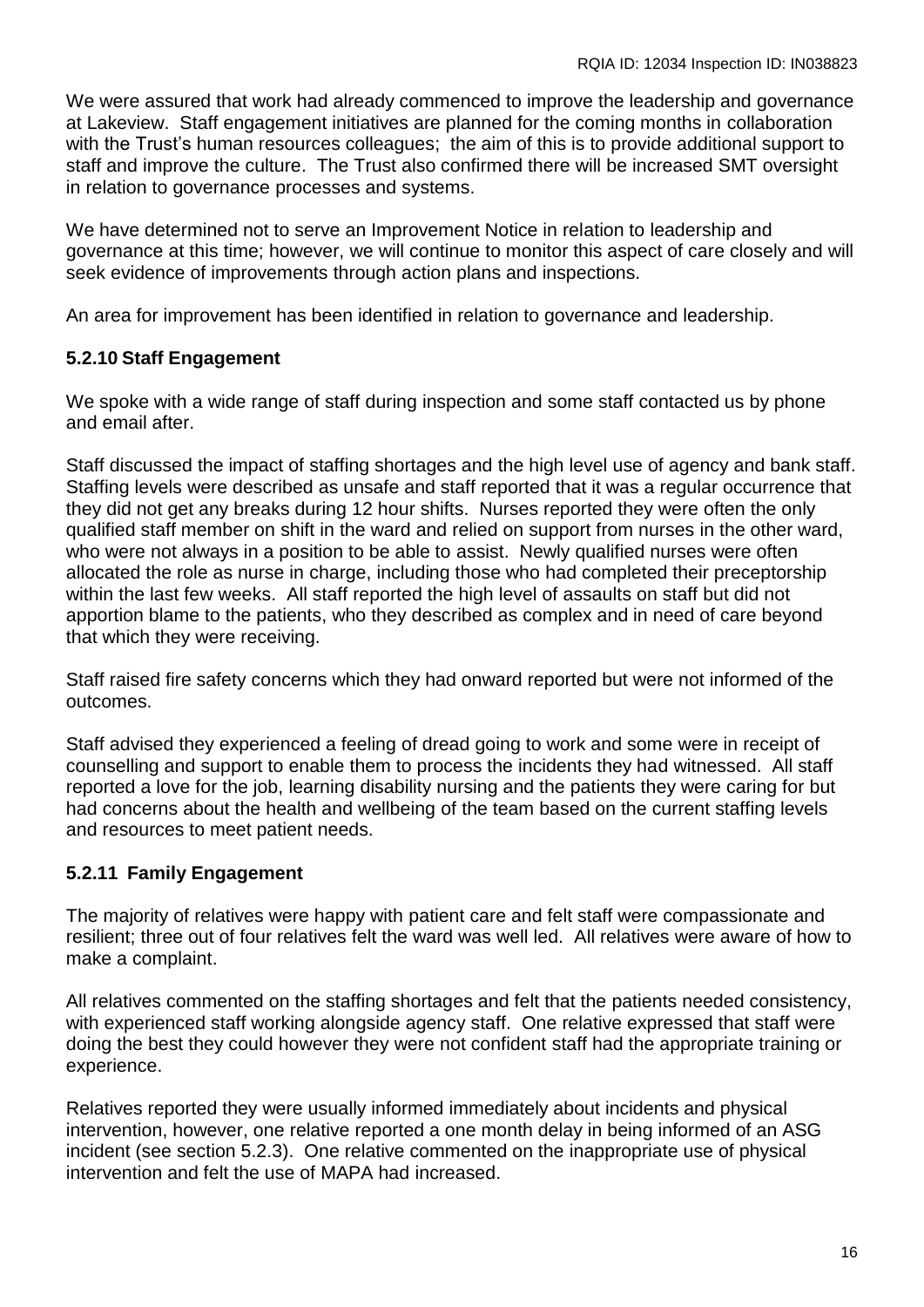We were assured that work had already commenced to improve the leadership and governance at Lakeview. Staff engagement initiatives are planned for the coming months in collaboration with the Trust's human resources colleagues; the aim of this is to provide additional support to staff and improve the culture. The Trust also confirmed there will be increased SMT oversight in relation to governance processes and systems.

We have determined not to serve an Improvement Notice in relation to leadership and governance at this time; however, we will continue to monitor this aspect of care closely and will seek evidence of improvements through action plans and inspections.

An area for improvement has been identified in relation to governance and leadership.

### 5.2.10 Staff Engagement

We spoke with a wide range of staff during inspection and some staff contacted us by phone and email after.

Staff discussed the impact of staffing shortages and the high level use of agency and bank staff. Staffing levels were described as unsafe and staff reported that it was a regular occurrence that they did not get any breaks during 12 hour shifts. Nurses reported they were often the only qualified staff member on shift in the ward and relied on support from nurses in the other ward, who were not always in a position to be able to assist. Newly qualified nurses were often allocated the role as nurse in charge, including those who had completed their preceptorship within the last few weeks. All staff reported the high level of assaults on staff but did not apportion blame to the patients, who they described as complex and in need of care beyond that which they were receiving.

Staff raised fire safety concerns which they had onward reported but were not informed of the outcomes.

Staff advised they experienced a feeling of dread going to work and some were in receipt of counselling and support to enable them to process the incidents they had witnessed. All staff reported a love for the job, learning disability nursing and the patients they were caring for but had concerns about the health and wellbeing of the team based on the current staffing levels and resources to meet patient needs.

### 5.2.11 Family Engagement

The majority of relatives were happy with patient care and felt staff were compassionate and resilient; three out of four relatives felt the ward was well led. All relatives were aware of how to make a complaint.

All relatives commented on the staffing shortages and felt that the patients needed consistency, with experienced staff working alongside agency staff. One relative expressed that staff were doing the best they could however they were not confident staff had the appropriate training or experience.

Relatives reported they were usually informed immediately about incidents and physical intervention, however, one relative reported a one month delay in being informed of an ASG incident (see section 5.2.3). One relative commented on the inappropriate use of physical intervention and felt the use of MAPA had increased.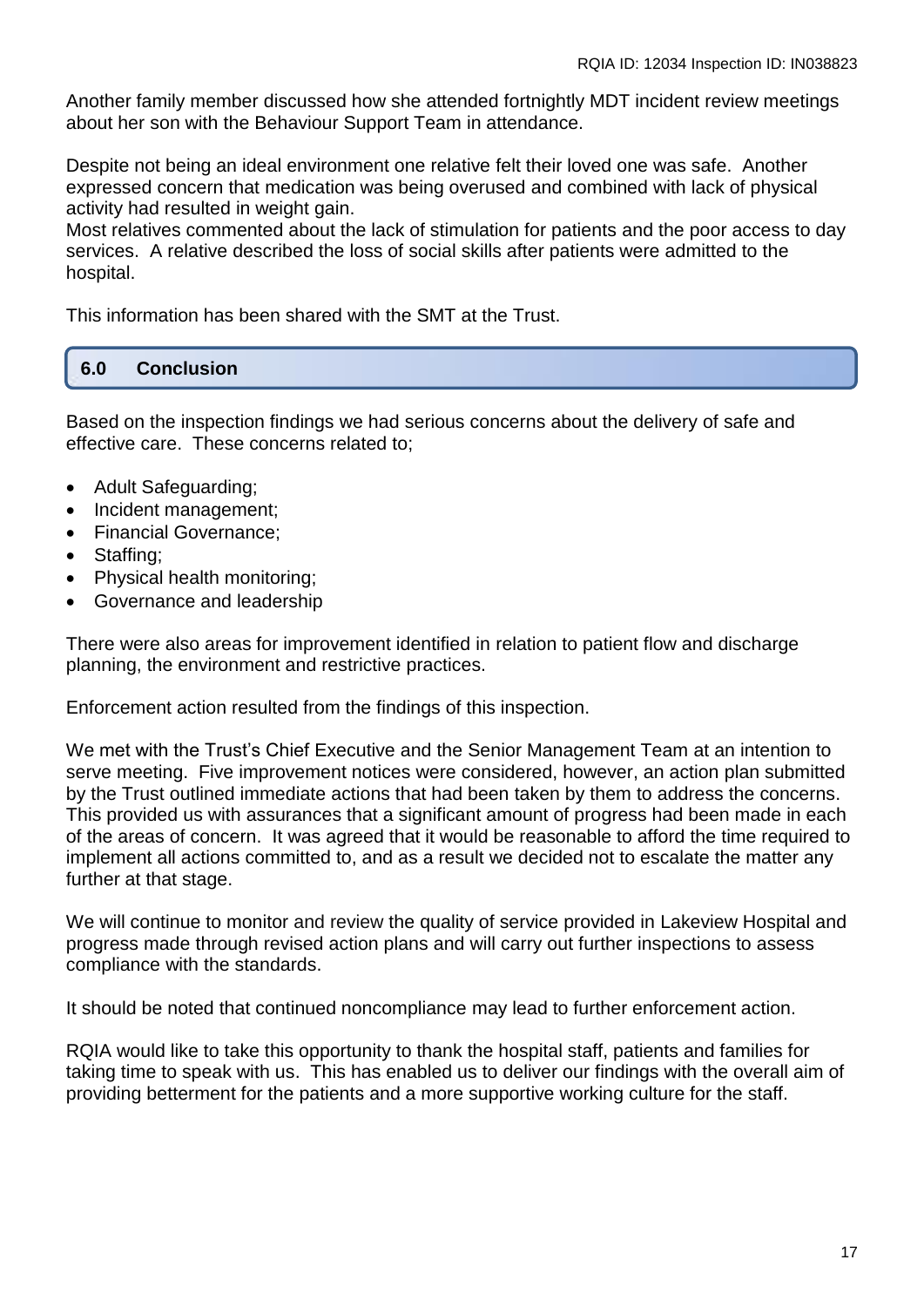Another family member discussed how she attended fortnightly MDT incident review meetings about her son with the Behaviour Support Team in attendance.

Despite not being an ideal environment one relative felt their loved one was safe. Another expressed concern that medication was being overused and combined with lack of physical activity had resulted in weight gain.
Most relatives commented about the lack of stimulation for patients and the poor access to day services. A relative described the loss of social skills after patients were admitted to the hospital.

This information has been shared with the SMT at the Trust.

## 6.0 Conclusion

Based on the inspection findings we had serious concerns about the delivery of safe and effective care. These concerns related to;

- Adult Safeguarding;
- Incident management;
- Financial Governance;
- Staffing;
- Physical health monitoring;
- Governance and leadership

There were also areas for improvement identified in relation to patient flow and discharge planning, the environment and restrictive practices.

Enforcement action resulted from the findings of this inspection.

We met with the Trust's Chief Executive and the Senior Management Team at an intention to serve meeting. Five improvement notices were considered, however, an action plan submitted by the Trust outlined immediate actions that had been taken by them to address the concerns. This provided us with assurances that a significant amount of progress had been made in each of the areas of concern. It was agreed that it would be reasonable to afford the time required to implement all actions committed to, and as a result we decided not to escalate the matter any further at that stage.

We will continue to monitor and review the quality of service provided in Lakeview Hospital and progress made through revised action plans and will carry out further inspections to assess compliance with the standards.

It should be noted that continued noncompliance may lead to further enforcement action.

RQIA would like to take this opportunity to thank the hospital staff, patients and families for taking time to speak with us. This has enabled us to deliver our findings with the overall aim of providing betterment for the patients and a more supportive working culture for the staff.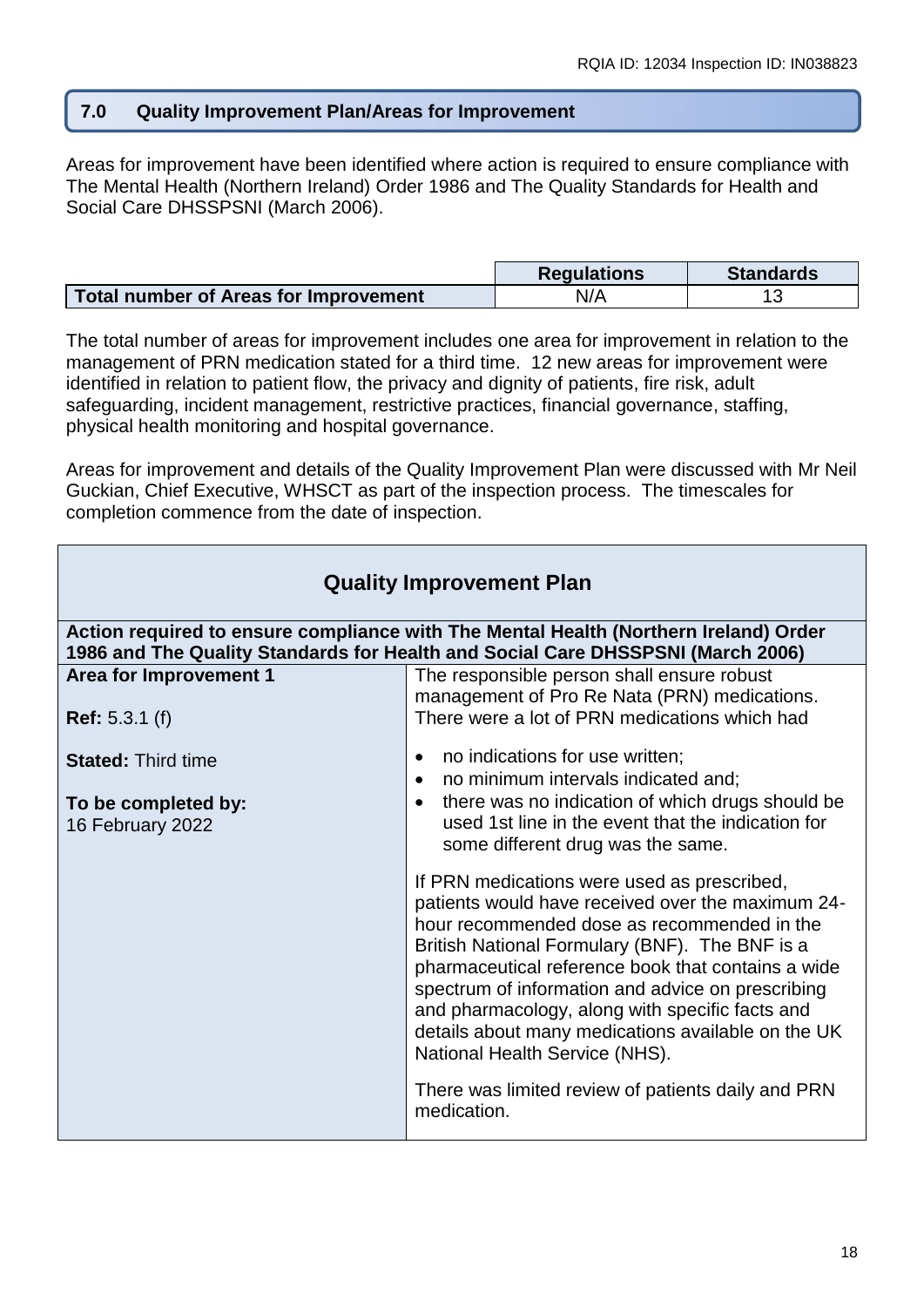## 7.0 Quality Improvement Plan/Areas for Improvement

Areas for improvement have been identified where action is required to ensure compliance with The Mental Health (Northern Ireland) Order 1986 and The Quality Standards for Health and Social Care DHSSPSNI (March 2006).

| | Regulations | Standards |
|---|---|---|
| **Total number of Areas for Improvement** | N/A | 13 |

The total number of areas for improvement includes one area for improvement in relation to the management of PRN medication stated for a third time. 12 new areas for improvement were identified in relation to patient flow, the privacy and dignity of patients, fire risk, adult safeguarding, incident management, restrictive practices, financial governance, staffing, physical health monitoring and hospital governance.

Areas for improvement and details of the Quality Improvement Plan were discussed with Mr Neil Guckian, Chief Executive, WHSCT as part of the inspection process. The timescales for completion commence from the date of inspection.

| Quality Improvement Plan | |
|---|---|
| **Action required to ensure compliance with The Mental Health (Northern Ireland) Order 1986 and The Quality Standards for Health and Social Care DHSSPSNI (March 2006)** | |
| **Area for Improvement 1**<br><br>**Ref:** 5.3.1 (f)<br><br>**Stated:** Third time<br><br>**To be completed by:**<br>16 February 2022 | The responsible person shall ensure robust management of Pro Re Nata (PRN) medications. There were a lot of PRN medications which had<br><br>• no indications for use written;<br>• no minimum intervals indicated and;<br>• there was no indication of which drugs should be used 1st line in the event that the indication for some different drug was the same.<br><br>If PRN medications were used as prescribed, patients would have received over the maximum 24-hour recommended dose as recommended in the British National Formulary (BNF). The BNF is a pharmaceutical reference book that contains a wide spectrum of information and advice on prescribing and pharmacology, along with specific facts and details about many medications available on the UK National Health Service (NHS).<br><br>There was limited review of patients daily and PRN medication. |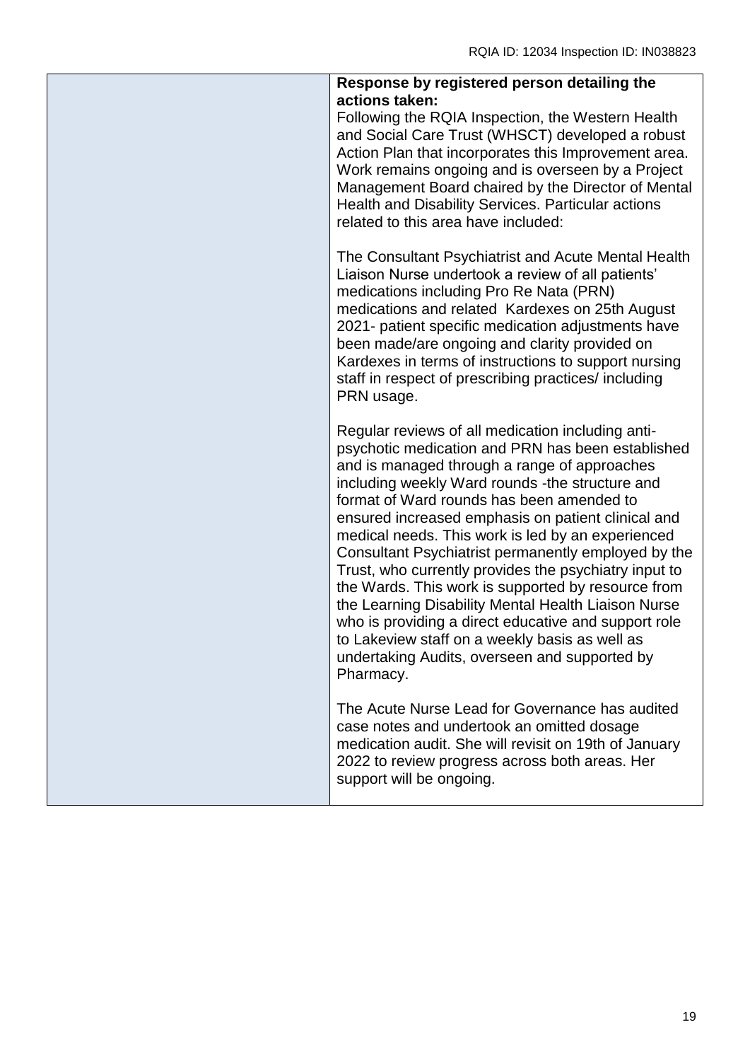| | **Response by registered person detailing the actions taken:**<br>Following the RQIA Inspection, the Western Health and Social Care Trust (WHSCT) developed a robust Action Plan that incorporates this Improvement area. Work remains ongoing and is overseen by a Project Management Board chaired by the Director of Mental Health and Disability Services. Particular actions related to this area have included:<br><br>The Consultant Psychiatrist and Acute Mental Health Liaison Nurse undertook a review of all patients' medications including Pro Re Nata (PRN) medications and related Kardexes on 25th August 2021- patient specific medication adjustments have been made/are ongoing and clarity provided on Kardexes in terms of instructions to support nursing staff in respect of prescribing practices/ including PRN usage.<br><br>Regular reviews of all medication including anti-psychotic medication and PRN has been established and is managed through a range of approaches including weekly Ward rounds -the structure and format of Ward rounds has been amended to ensured increased emphasis on patient clinical and medical needs. This work is led by an experienced Consultant Psychiatrist permanently employed by the Trust, who currently provides the psychiatry input to the Wards. This work is supported by resource from the Learning Disability Mental Health Liaison Nurse who is providing a direct educative and support role to Lakeview staff on a weekly basis as well as undertaking Audits, overseen and supported by Pharmacy.<br><br>The Acute Nurse Lead for Governance has audited case notes and undertook an omitted dosage medication audit. She will revisit on 19th of January 2022 to review progress across both areas. Her support will be ongoing. |
|---|---|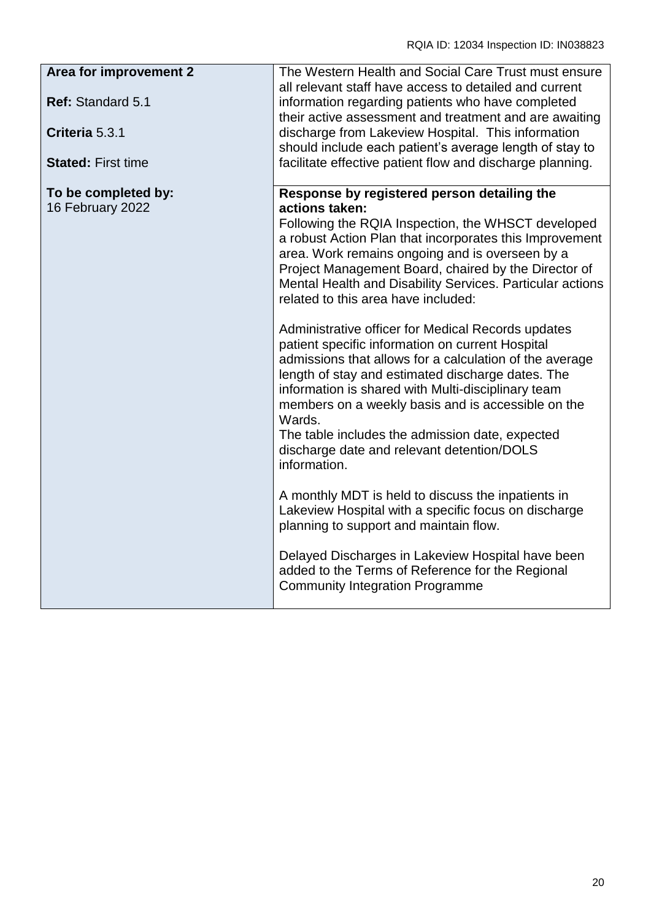| **Area for improvement 2**<br><br>**Ref:** Standard 5.1<br><br>**Criteria** 5.3.1<br><br>**Stated:** First time | The Western Health and Social Care Trust must ensure all relevant staff have access to detailed and current information regarding patients who have completed their active assessment and treatment and are awaiting discharge from Lakeview Hospital. This information should include each patient's average length of stay to facilitate effective patient flow and discharge planning. |
|---|---|
| **To be completed by:**<br>16 February 2022 | **Response by registered person detailing the actions taken:**<br>Following the RQIA Inspection, the WHSCT developed a robust Action Plan that incorporates this Improvement area. Work remains ongoing and is overseen by a Project Management Board, chaired by the Director of Mental Health and Disability Services. Particular actions related to this area have included:<br><br>Administrative officer for Medical Records updates patient specific information on current Hospital admissions that allows for a calculation of the average length of stay and estimated discharge dates. The information is shared with Multi-disciplinary team members on a weekly basis and is accessible on the Wards.<br>The table includes the admission date, expected discharge date and relevant detention/DOLS information.<br><br>A monthly MDT is held to discuss the inpatients in Lakeview Hospital with a specific focus on discharge planning to support and maintain flow.<br><br>Delayed Discharges in Lakeview Hospital have been added to the Terms of Reference for the Regional Community Integration Programme |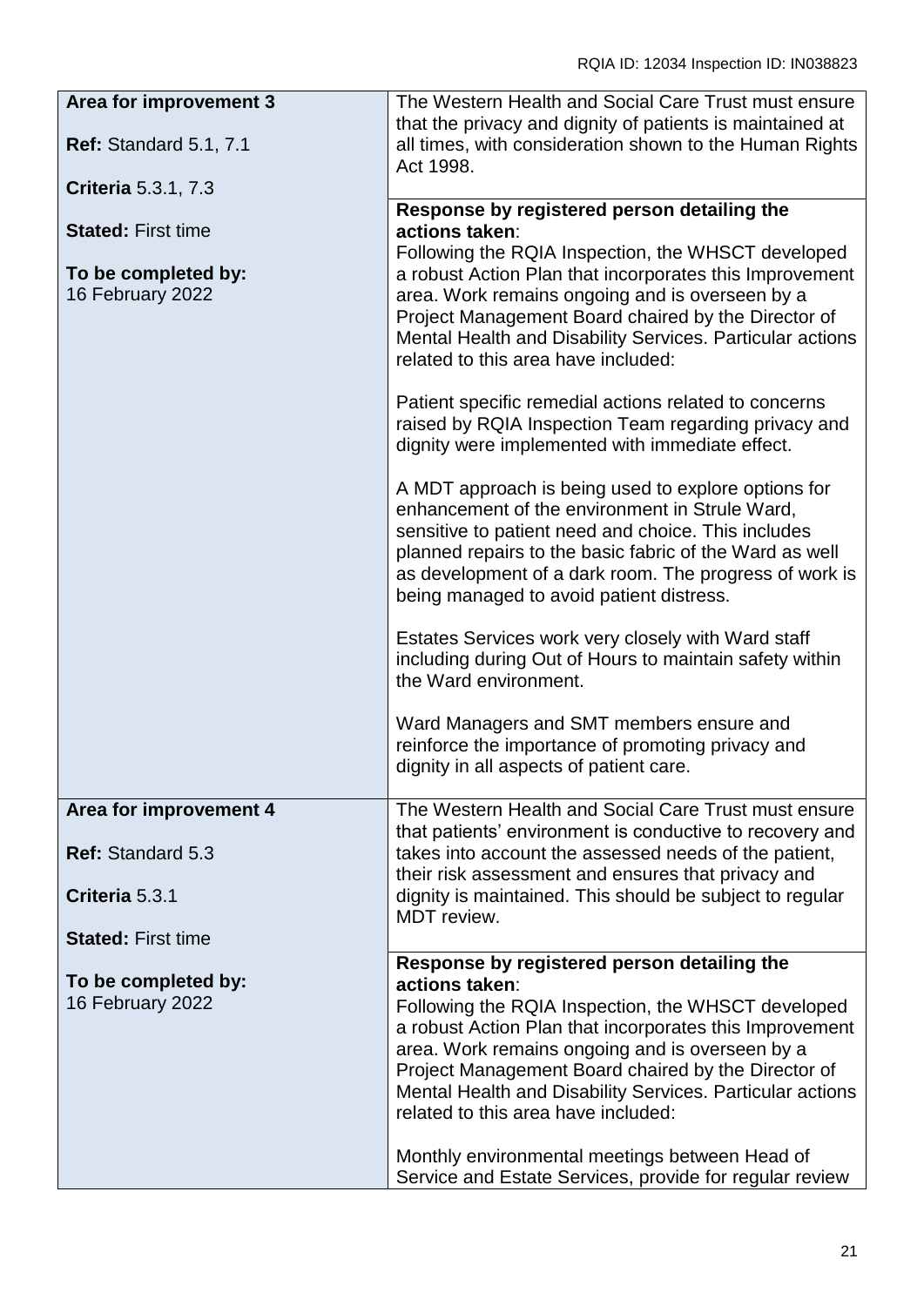| Area for improvement 3<br><br>**Ref:** Standard 5.1, 7.1<br><br>**Criteria** 5.3.1, 7.3<br><br>**Stated:** First time<br><br>**To be completed by:**<br>16 February 2022 | The Western Health and Social Care Trust must ensure that the privacy and dignity of patients is maintained at all times, with consideration shown to the Human Rights Act 1998. |
|---|---|
| | **Response by registered person detailing the actions taken**:<br>Following the RQIA Inspection, the WHSCT developed a robust Action Plan that incorporates this Improvement area. Work remains ongoing and is overseen by a Project Management Board chaired by the Director of Mental Health and Disability Services. Particular actions related to this area have included:<br><br>Patient specific remedial actions related to concerns raised by RQIA Inspection Team regarding privacy and dignity were implemented with immediate effect.<br><br>A MDT approach is being used to explore options for enhancement of the environment in Strule Ward, sensitive to patient need and choice. This includes planned repairs to the basic fabric of the Ward as well as development of a dark room. The progress of work is being managed to avoid patient distress.<br><br>Estates Services work very closely with Ward staff including during Out of Hours to maintain safety within the Ward environment.<br><br>Ward Managers and SMT members ensure and reinforce the importance of promoting privacy and dignity in all aspects of patient care. |
| **Area for improvement 4**<br><br>**Ref:** Standard 5.3<br><br>**Criteria** 5.3.1<br><br>**Stated:** First time<br><br>**To be completed by:**<br>16 February 2022 | The Western Health and Social Care Trust must ensure that patients' environment is conductive to recovery and takes into account the assessed needs of the patient, their risk assessment and ensures that privacy and dignity is maintained. This should be subject to regular MDT review. |
| | **Response by registered person detailing the actions taken**:<br>Following the RQIA Inspection, the WHSCT developed a robust Action Plan that incorporates this Improvement area. Work remains ongoing and is overseen by a Project Management Board chaired by the Director of Mental Health and Disability Services. Particular actions related to this area have included:<br><br>Monthly environmental meetings between Head of Service and Estate Services, provide for regular review |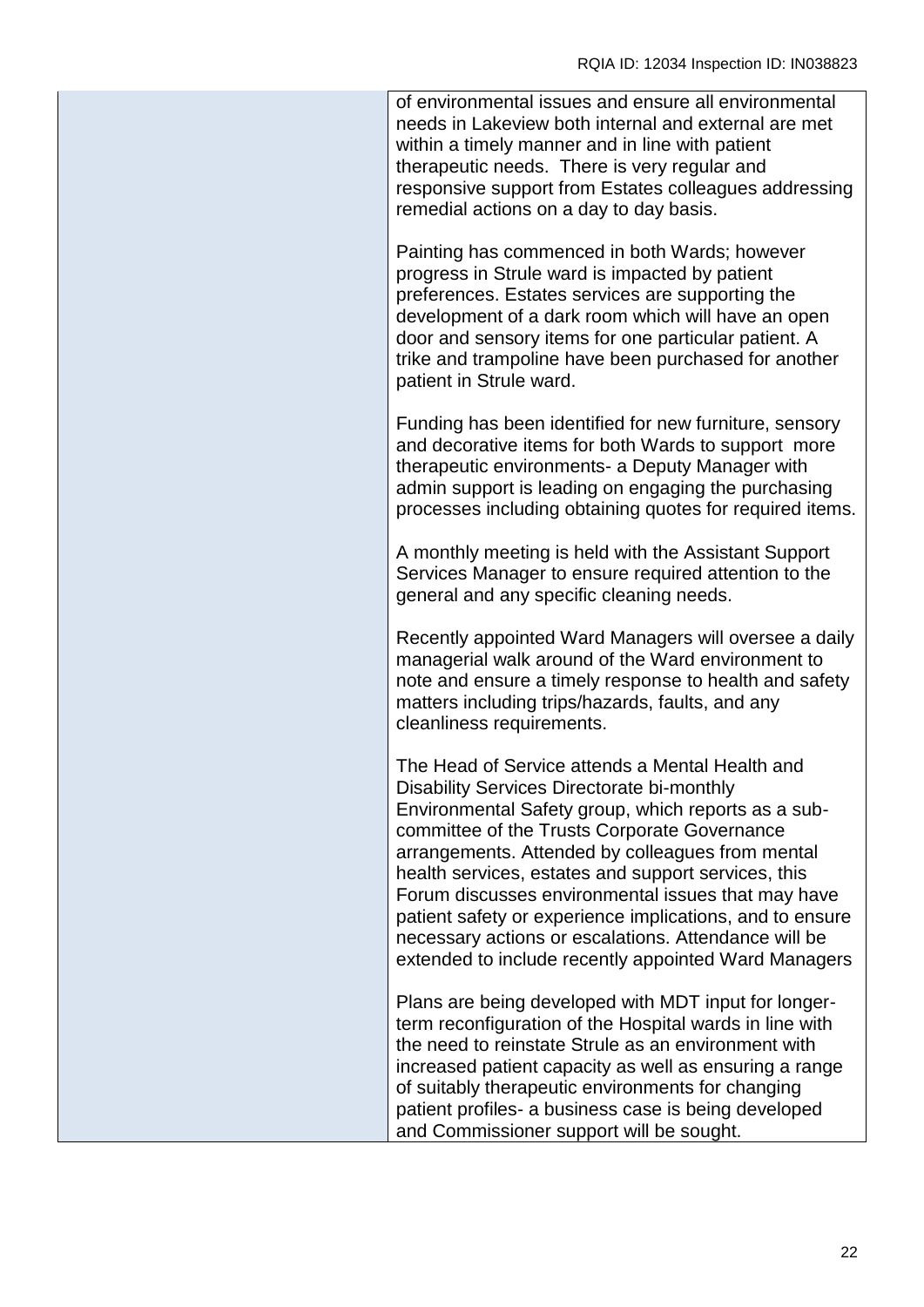| | |
|---|---|
| | of environmental issues and ensure all environmental needs in Lakeview both internal and external are met within a timely manner and in line with patient therapeutic needs. There is very regular and responsive support from Estates colleagues addressing remedial actions on a day to day basis.<br><br>Painting has commenced in both Wards; however progress in Strule ward is impacted by patient preferences. Estates services are supporting the development of a dark room which will have an open door and sensory items for one particular patient. A trike and trampoline have been purchased for another patient in Strule ward.<br><br>Funding has been identified for new furniture, sensory and decorative items for both Wards to support more therapeutic environments- a Deputy Manager with admin support is leading on engaging the purchasing processes including obtaining quotes for required items.<br><br>A monthly meeting is held with the Assistant Support Services Manager to ensure required attention to the general and any specific cleaning needs.<br><br>Recently appointed Ward Managers will oversee a daily managerial walk around of the Ward environment to note and ensure a timely response to health and safety matters including trips/hazards, faults, and any cleanliness requirements.<br><br>The Head of Service attends a Mental Health and Disability Services Directorate bi-monthly Environmental Safety group, which reports as a sub-committee of the Trusts Corporate Governance arrangements. Attended by colleagues from mental health services, estates and support services, this Forum discusses environmental issues that may have patient safety or experience implications, and to ensure necessary actions or escalations. Attendance will be extended to include recently appointed Ward Managers<br><br>Plans are being developed with MDT input for longer-term reconfiguration of the Hospital wards in line with the need to reinstate Strule as an environment with increased patient capacity as well as ensuring a range of suitably therapeutic environments for changing patient profiles- a business case is being developed and Commissioner support will be sought. |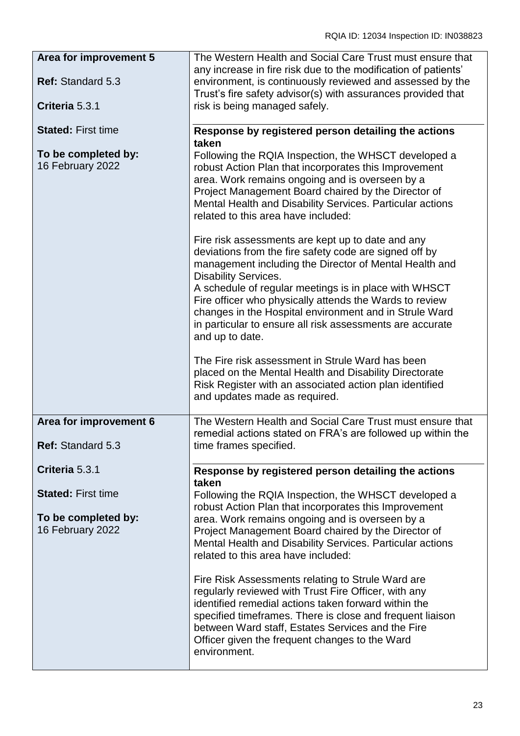| Area for improvement 5<br><br>**Ref:** Standard 5.3<br><br>**Criteria** 5.3.1<br><br>**Stated:** First time<br><br>**To be completed by:**<br>16 February 2022 | The Western Health and Social Care Trust must ensure that any increase in fire risk due to the modification of patients' environment, is continuously reviewed and assessed by the Trust's fire safety advisor(s) with assurances provided that risk is being managed safely.<br><br>**Response by registered person detailing the actions taken**<br>Following the RQIA Inspection, the WHSCT developed a robust Action Plan that incorporates this Improvement area. Work remains ongoing and is overseen by a Project Management Board chaired by the Director of Mental Health and Disability Services. Particular actions related to this area have included:<br><br>Fire risk assessments are kept up to date and any deviations from the fire safety code are signed off by management including the Director of Mental Health and Disability Services.<br>A schedule of regular meetings is in place with WHSCT Fire officer who physically attends the Wards to review changes in the Hospital environment and in Strule Ward in particular to ensure all risk assessments are accurate and up to date.<br><br>The Fire risk assessment in Strule Ward has been placed on the Mental Health and Disability Directorate Risk Register with an associated action plan identified and updates made as required. |
|---|---|
| **Area for improvement 6**<br><br>**Ref:** Standard 5.3<br><br>**Criteria** 5.3.1<br><br>**Stated:** First time<br><br>**To be completed by:**<br>16 February 2022 | The Western Health and Social Care Trust must ensure that remedial actions stated on FRA's are followed up within the time frames specified.<br><br>**Response by registered person detailing the actions taken**<br>Following the RQIA Inspection, the WHSCT developed a robust Action Plan that incorporates this Improvement area. Work remains ongoing and is overseen by a Project Management Board chaired by the Director of Mental Health and Disability Services. Particular actions related to this area have included:<br><br>Fire Risk Assessments relating to Strule Ward are regularly reviewed with Trust Fire Officer, with any identified remedial actions taken forward within the specified timeframes. There is close and frequent liaison between Ward staff, Estates Services and the Fire Officer given the frequent changes to the Ward environment. |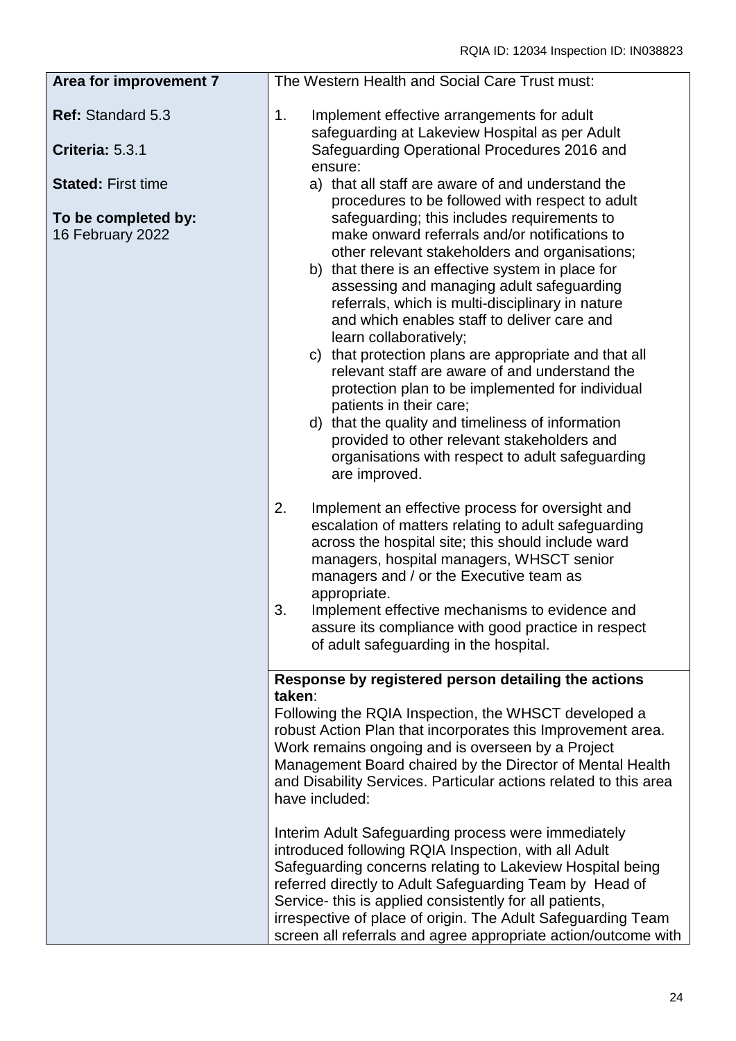| Area for improvement 7 | The Western Health and Social Care Trust must: |
|---|---|
| **Ref:** Standard 5.3<br><br>**Criteria:** 5.3.1<br><br>**Stated:** First time<br><br>**To be completed by:** 16 February 2022 | 1. Implement effective arrangements for adult safeguarding at Lakeview Hospital as per Adult Safeguarding Operational Procedures 2016 and ensure:<br>a) that all staff are aware of and understand the procedures to be followed with respect to adult safeguarding; this includes requirements to make onward referrals and/or notifications to other relevant stakeholders and organisations;<br>b) that there is an effective system in place for assessing and managing adult safeguarding referrals, which is multi-disciplinary in nature and which enables staff to deliver care and learn collaboratively;<br>c) that protection plans are appropriate and that all relevant staff are aware of and understand the protection plan to be implemented for individual patients in their care;<br>d) that the quality and timeliness of information provided to other relevant stakeholders and organisations with respect to adult safeguarding are improved.<br><br>2. Implement an effective process for oversight and escalation of matters relating to adult safeguarding across the hospital site; this should include ward managers, hospital managers, WHSCT senior managers and / or the Executive team as appropriate.<br>3. Implement effective mechanisms to evidence and assure its compliance with good practice in respect of adult safeguarding in the hospital. |
| | **Response by registered person detailing the actions taken**:<br>Following the RQIA Inspection, the WHSCT developed a robust Action Plan that incorporates this Improvement area. Work remains ongoing and is overseen by a Project Management Board chaired by the Director of Mental Health and Disability Services. Particular actions related to this area have included:<br><br>Interim Adult Safeguarding process were immediately introduced following RQIA Inspection, with all Adult Safeguarding concerns relating to Lakeview Hospital being referred directly to Adult Safeguarding Team by Head of Service- this is applied consistently for all patients, irrespective of place of origin. The Adult Safeguarding Team screen all referrals and agree appropriate action/outcome with |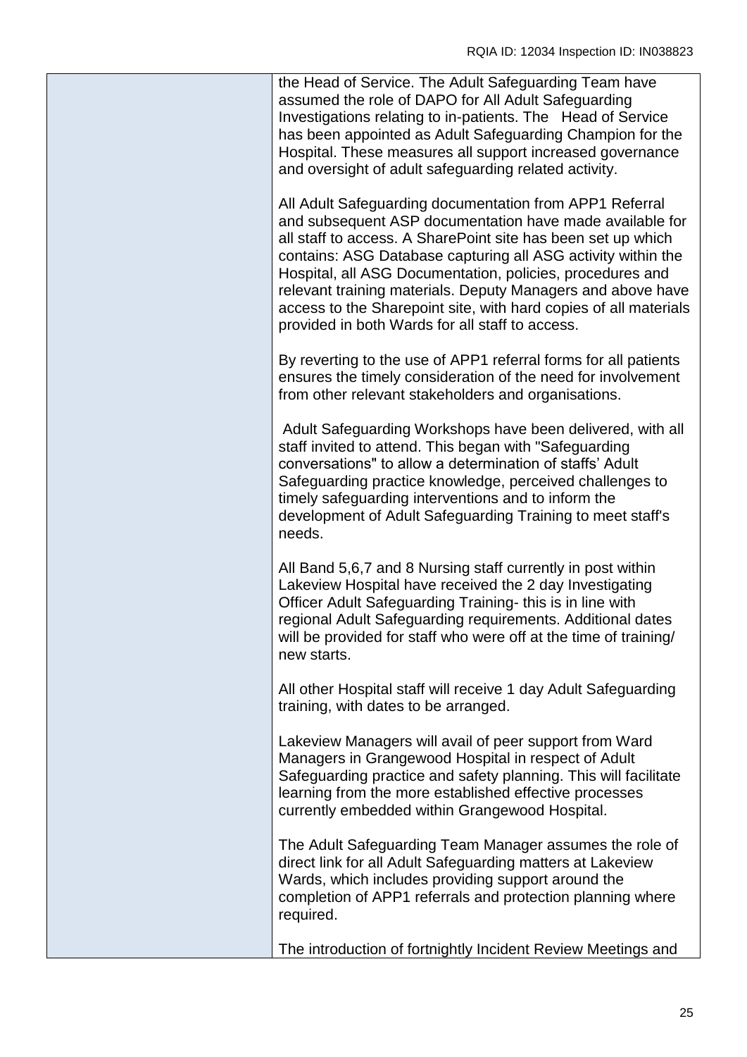| | |
|---|---|
| | the Head of Service. The Adult Safeguarding Team have assumed the role of DAPO for All Adult Safeguarding Investigations relating to in-patients. The Head of Service has been appointed as Adult Safeguarding Champion for the Hospital. These measures all support increased governance and oversight of adult safeguarding related activity.<br><br>All Adult Safeguarding documentation from APP1 Referral and subsequent ASP documentation have made available for all staff to access. A SharePoint site has been set up which contains: ASG Database capturing all ASG activity within the Hospital, all ASG Documentation, policies, procedures and relevant training materials. Deputy Managers and above have access to the Sharepoint site, with hard copies of all materials provided in both Wards for all staff to access.<br><br>By reverting to the use of APP1 referral forms for all patients ensures the timely consideration of the need for involvement from other relevant stakeholders and organisations.<br><br>Adult Safeguarding Workshops have been delivered, with all staff invited to attend. This began with "Safeguarding conversations" to allow a determination of staffs' Adult Safeguarding practice knowledge, perceived challenges to timely safeguarding interventions and to inform the development of Adult Safeguarding Training to meet staff's needs.<br><br>All Band 5,6,7 and 8 Nursing staff currently in post within Lakeview Hospital have received the 2 day Investigating Officer Adult Safeguarding Training- this is in line with regional Adult Safeguarding requirements. Additional dates will be provided for staff who were off at the time of training/ new starts.<br><br>All other Hospital staff will receive 1 day Adult Safeguarding training, with dates to be arranged.<br><br>Lakeview Managers will avail of peer support from Ward Managers in Grangewood Hospital in respect of Adult Safeguarding practice and safety planning. This will facilitate learning from the more established effective processes currently embedded within Grangewood Hospital.<br><br>The Adult Safeguarding Team Manager assumes the role of direct link for all Adult Safeguarding matters at Lakeview Wards, which includes providing support around the completion of APP1 referrals and protection planning where required.<br><br>The introduction of fortnightly Incident Review Meetings and |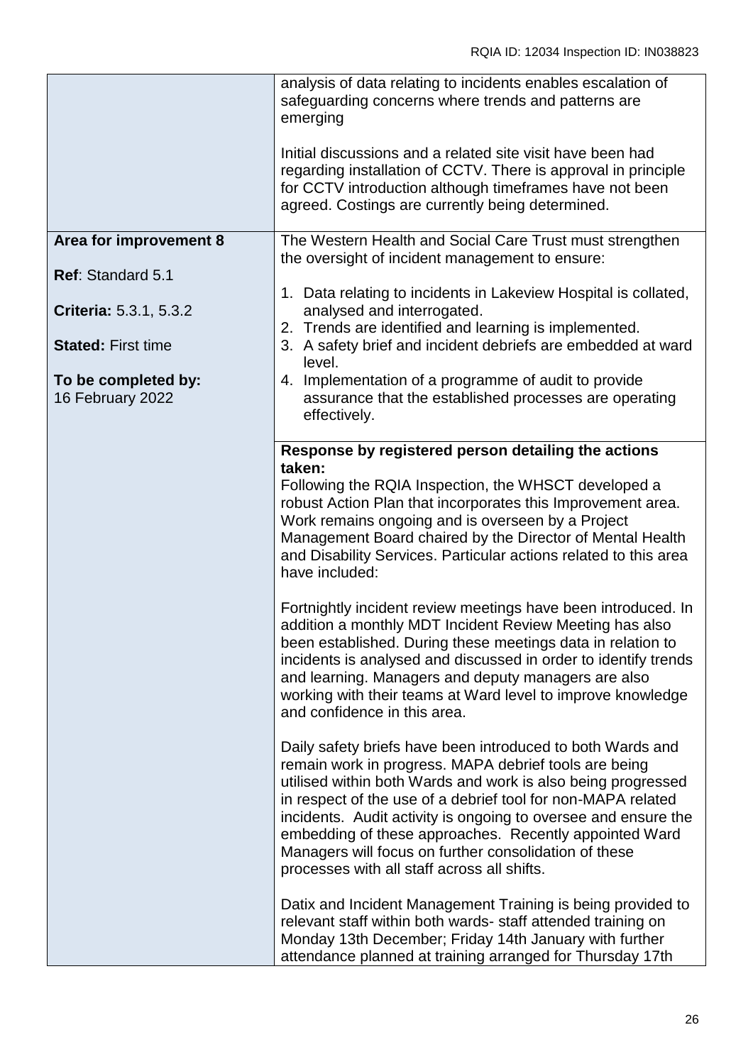| | |
|---|---|
| | analysis of data relating to incidents enables escalation of safeguarding concerns where trends and patterns are emerging<br><br>Initial discussions and a related site visit have been had regarding installation of CCTV. There is approval in principle for CCTV introduction although timeframes have not been agreed. Costings are currently being determined. |
| **Area for improvement 8**<br><br>**Ref**: Standard 5.1<br><br>**Criteria:** 5.3.1, 5.3.2<br><br>**Stated:** First time<br><br>**To be completed by:** 16 February 2022 | The Western Health and Social Care Trust must strengthen the oversight of incident management to ensure:<br><br>1. Data relating to incidents in Lakeview Hospital is collated, analysed and interrogated.<br>2. Trends are identified and learning is implemented.<br>3. A safety brief and incident debriefs are embedded at ward level.<br>4. Implementation of a programme of audit to provide assurance that the established processes are operating effectively. |
| | **Response by registered person detailing the actions taken:**<br>Following the RQIA Inspection, the WHSCT developed a robust Action Plan that incorporates this Improvement area. Work remains ongoing and is overseen by a Project Management Board chaired by the Director of Mental Health and Disability Services. Particular actions related to this area have included:<br><br>Fortnightly incident review meetings have been introduced. In addition a monthly MDT Incident Review Meeting has also been established. During these meetings data in relation to incidents is analysed and discussed in order to identify trends and learning. Managers and deputy managers are also working with their teams at Ward level to improve knowledge and confidence in this area.<br><br>Daily safety briefs have been introduced to both Wards and remain work in progress. MAPA debrief tools are being utilised within both Wards and work is also being progressed in respect of the use of a debrief tool for non-MAPA related incidents. Audit activity is ongoing to oversee and ensure the embedding of these approaches. Recently appointed Ward Managers will focus on further consolidation of these processes with all staff across all shifts.<br><br>Datix and Incident Management Training is being provided to relevant staff within both wards- staff attended training on Monday 13th December; Friday 14th January with further attendance planned at training arranged for Thursday 17th |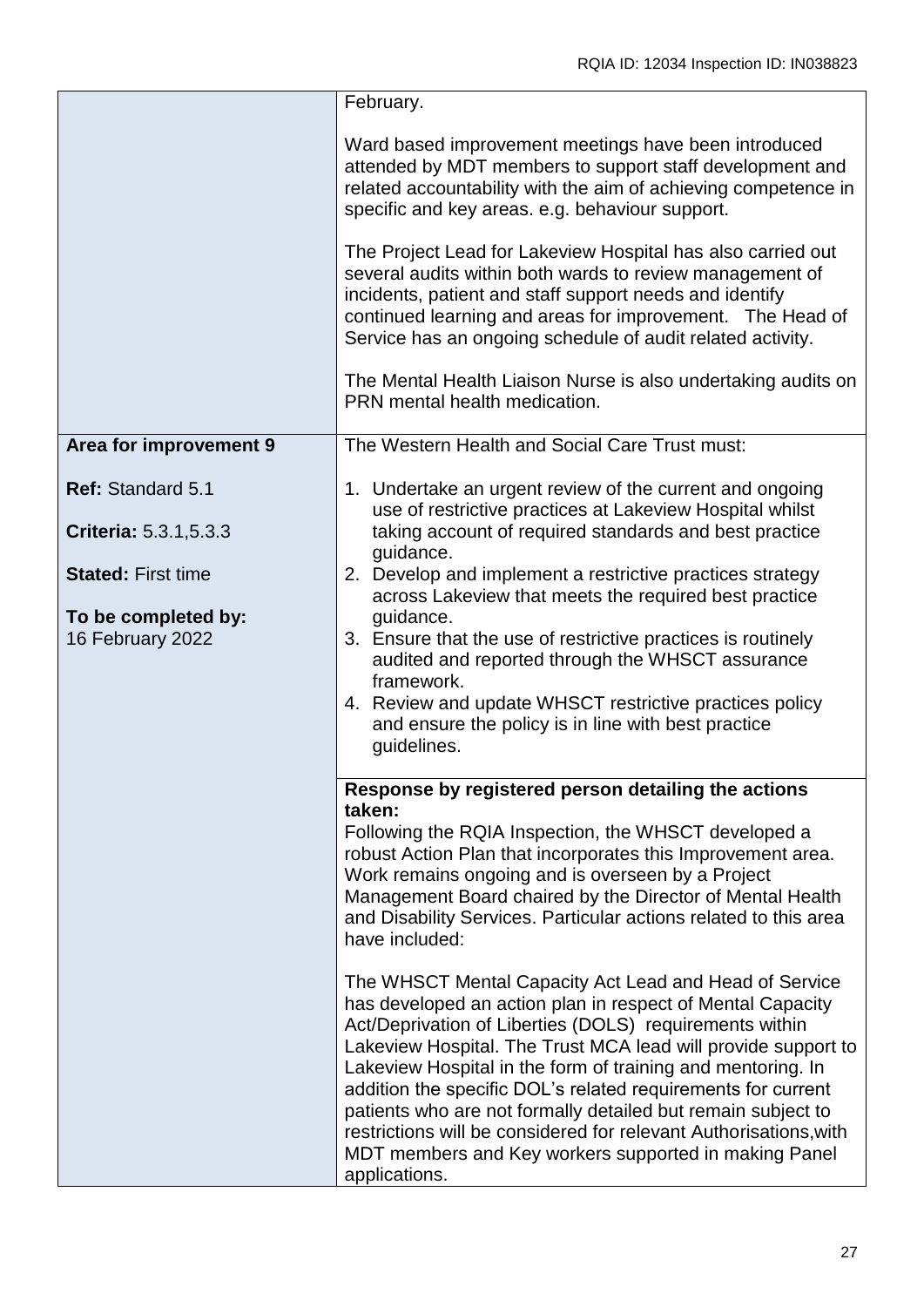| | |
|---|---|
| | February.<br><br>Ward based improvement meetings have been introduced attended by MDT members to support staff development and related accountability with the aim of achieving competence in specific and key areas. e.g. behaviour support.<br><br>The Project Lead for Lakeview Hospital has also carried out several audits within both wards to review management of incidents, patient and staff support needs and identify continued learning and areas for improvement. The Head of Service has an ongoing schedule of audit related activity.<br><br>The Mental Health Liaison Nurse is also undertaking audits on PRN mental health medication. |
| **Area for improvement 9**<br><br>**Ref:** Standard 5.1<br><br>**Criteria:** 5.3.1,5.3.3<br><br>**Stated:** First time<br><br>**To be completed by:**<br>16 February 2022 | The Western Health and Social Care Trust must:<br><br>1. Undertake an urgent review of the current and ongoing use of restrictive practices at Lakeview Hospital whilst taking account of required standards and best practice guidance.<br>2. Develop and implement a restrictive practices strategy across Lakeview that meets the required best practice guidance.<br>3. Ensure that the use of restrictive practices is routinely audited and reported through the WHSCT assurance framework.<br>4. Review and update WHSCT restrictive practices policy and ensure the policy is in line with best practice guidelines. |
| | **Response by registered person detailing the actions taken:**<br>Following the RQIA Inspection, the WHSCT developed a robust Action Plan that incorporates this Improvement area. Work remains ongoing and is overseen by a Project Management Board chaired by the Director of Mental Health and Disability Services. Particular actions related to this area have included:<br><br>The WHSCT Mental Capacity Act Lead and Head of Service has developed an action plan in respect of Mental Capacity Act/Deprivation of Liberties (DOLS) requirements within Lakeview Hospital. The Trust MCA lead will provide support to Lakeview Hospital in the form of training and mentoring. In addition the specific DOL's related requirements for current patients who are not formally detailed but remain subject to restrictions will be considered for relevant Authorisations,with MDT members and Key workers supported in making Panel applications. |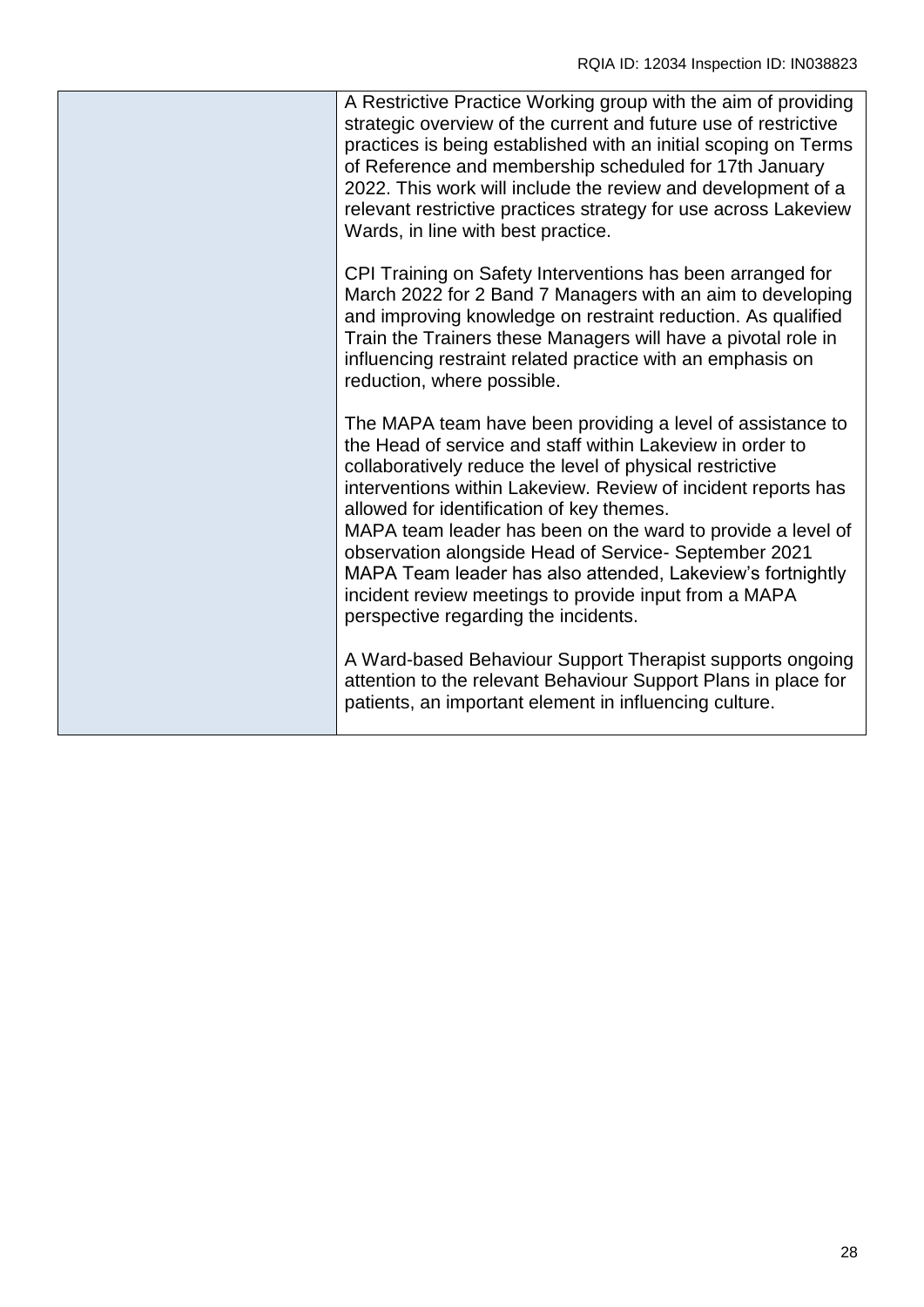| | |
|---|---|
| | A Restrictive Practice Working group with the aim of providing strategic overview of the current and future use of restrictive practices is being established with an initial scoping on Terms of Reference and membership scheduled for 17th January 2022. This work will include the review and development of a relevant restrictive practices strategy for use across Lakeview Wards, in line with best practice.<br><br>CPI Training on Safety Interventions has been arranged for March 2022 for 2 Band 7 Managers with an aim to developing and improving knowledge on restraint reduction. As qualified Train the Trainers these Managers will have a pivotal role in influencing restraint related practice with an emphasis on reduction, where possible.<br><br>The MAPA team have been providing a level of assistance to the Head of service and staff within Lakeview in order to collaboratively reduce the level of physical restrictive interventions within Lakeview. Review of incident reports has allowed for identification of key themes.<br>MAPA team leader has been on the ward to provide a level of observation alongside Head of Service- September 2021<br>MAPA Team leader has also attended, Lakeview's fortnightly incident review meetings to provide input from a MAPA perspective regarding the incidents.<br><br>A Ward-based Behaviour Support Therapist supports ongoing attention to the relevant Behaviour Support Plans in place for patients, an important element in influencing culture. |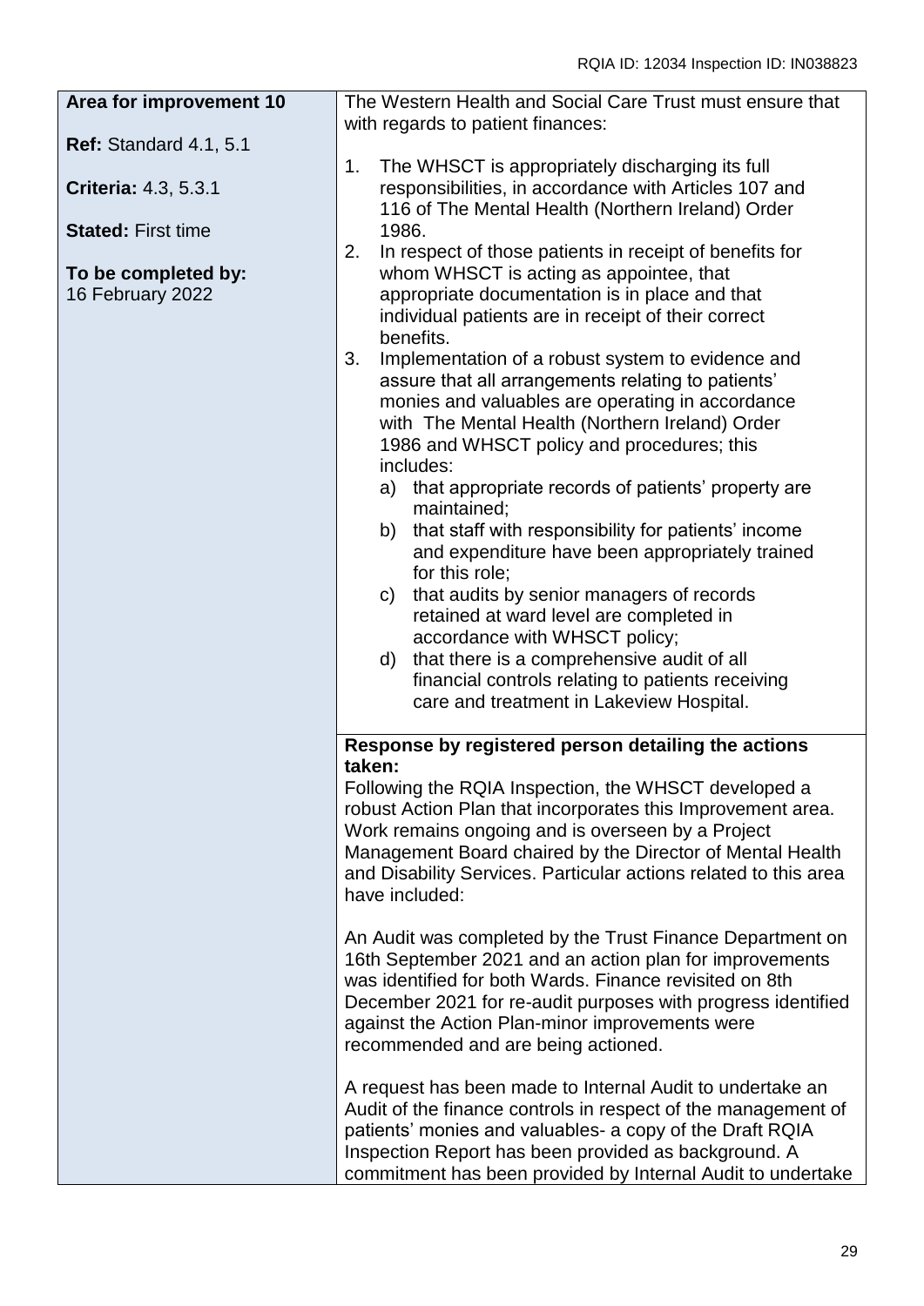| Area for improvement 10 | The Western Health and Social Care Trust must ensure that with regards to patient finances: |
|---|---|
| **Ref:** Standard 4.1, 5.1<br><br>**Criteria:** 4.3, 5.3.1<br><br>**Stated:** First time<br><br>**To be completed by:** 16 February 2022 | 1. The WHSCT is appropriately discharging its full responsibilities, in accordance with Articles 107 and 116 of The Mental Health (Northern Ireland) Order 1986.<br>2. In respect of those patients in receipt of benefits for whom WHSCT is acting as appointee, that appropriate documentation is in place and that individual patients are in receipt of their correct benefits.<br>3. Implementation of a robust system to evidence and assure that all arrangements relating to patients' monies and valuables are operating in accordance with The Mental Health (Northern Ireland) Order 1986 and WHSCT policy and procedures; this includes:<br>a) that appropriate records of patients' property are maintained;<br>b) that staff with responsibility for patients' income and expenditure have been appropriately trained for this role;<br>c) that audits by senior managers of records retained at ward level are completed in accordance with WHSCT policy;<br>d) that there is a comprehensive audit of all financial controls relating to patients receiving care and treatment in Lakeview Hospital. |
| | **Response by registered person detailing the actions taken:**<br>Following the RQIA Inspection, the WHSCT developed a robust Action Plan that incorporates this Improvement area. Work remains ongoing and is overseen by a Project Management Board chaired by the Director of Mental Health and Disability Services. Particular actions related to this area have included:<br><br>An Audit was completed by the Trust Finance Department on 16th September 2021 and an action plan for improvements was identified for both Wards. Finance revisited on 8th December 2021 for re-audit purposes with progress identified against the Action Plan-minor improvements were recommended and are being actioned.<br><br>A request has been made to Internal Audit to undertake an Audit of the finance controls in respect of the management of patients' monies and valuables- a copy of the Draft RQIA Inspection Report has been provided as background. A commitment has been provided by Internal Audit to undertake |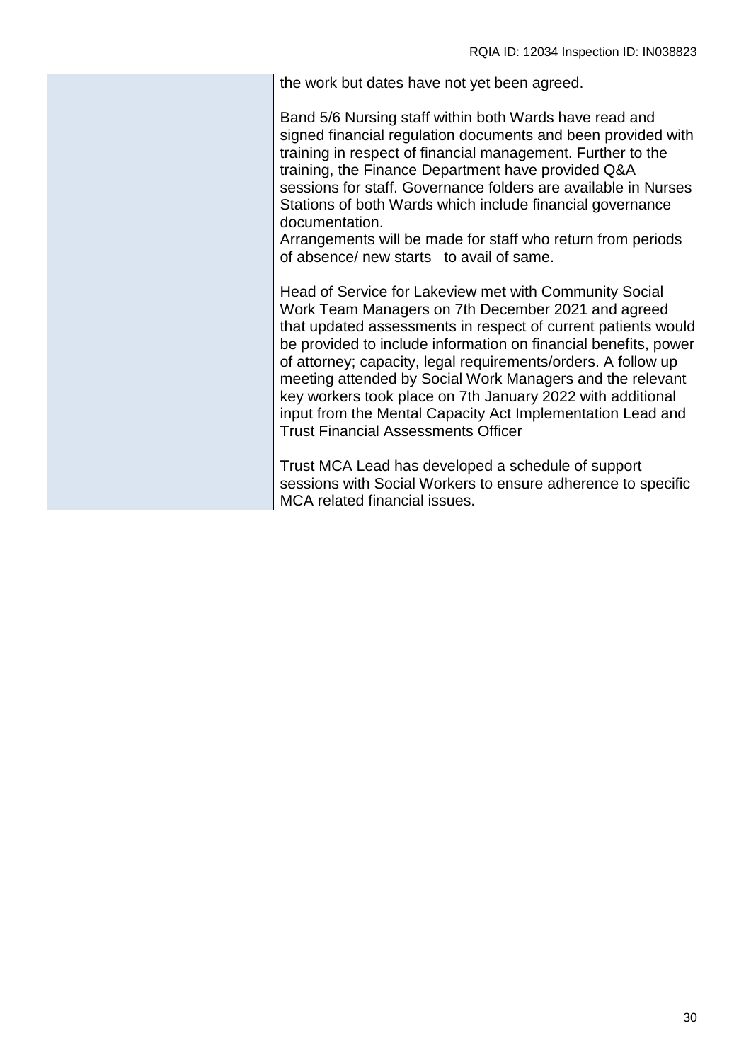| | |
|---|---|
| | the work but dates have not yet been agreed.<br><br>Band 5/6 Nursing staff within both Wards have read and signed financial regulation documents and been provided with training in respect of financial management. Further to the training, the Finance Department have provided Q&A sessions for staff. Governance folders are available in Nurses Stations of both Wards which include financial governance documentation.<br>Arrangements will be made for staff who return from periods of absence/ new starts to avail of same.<br><br>Head of Service for Lakeview met with Community Social Work Team Managers on 7th December 2021 and agreed that updated assessments in respect of current patients would be provided to include information on financial benefits, power of attorney; capacity, legal requirements/orders. A follow up meeting attended by Social Work Managers and the relevant key workers took place on 7th January 2022 with additional input from the Mental Capacity Act Implementation Lead and Trust Financial Assessments Officer<br><br>Trust MCA Lead has developed a schedule of support sessions with Social Workers to ensure adherence to specific MCA related financial issues. |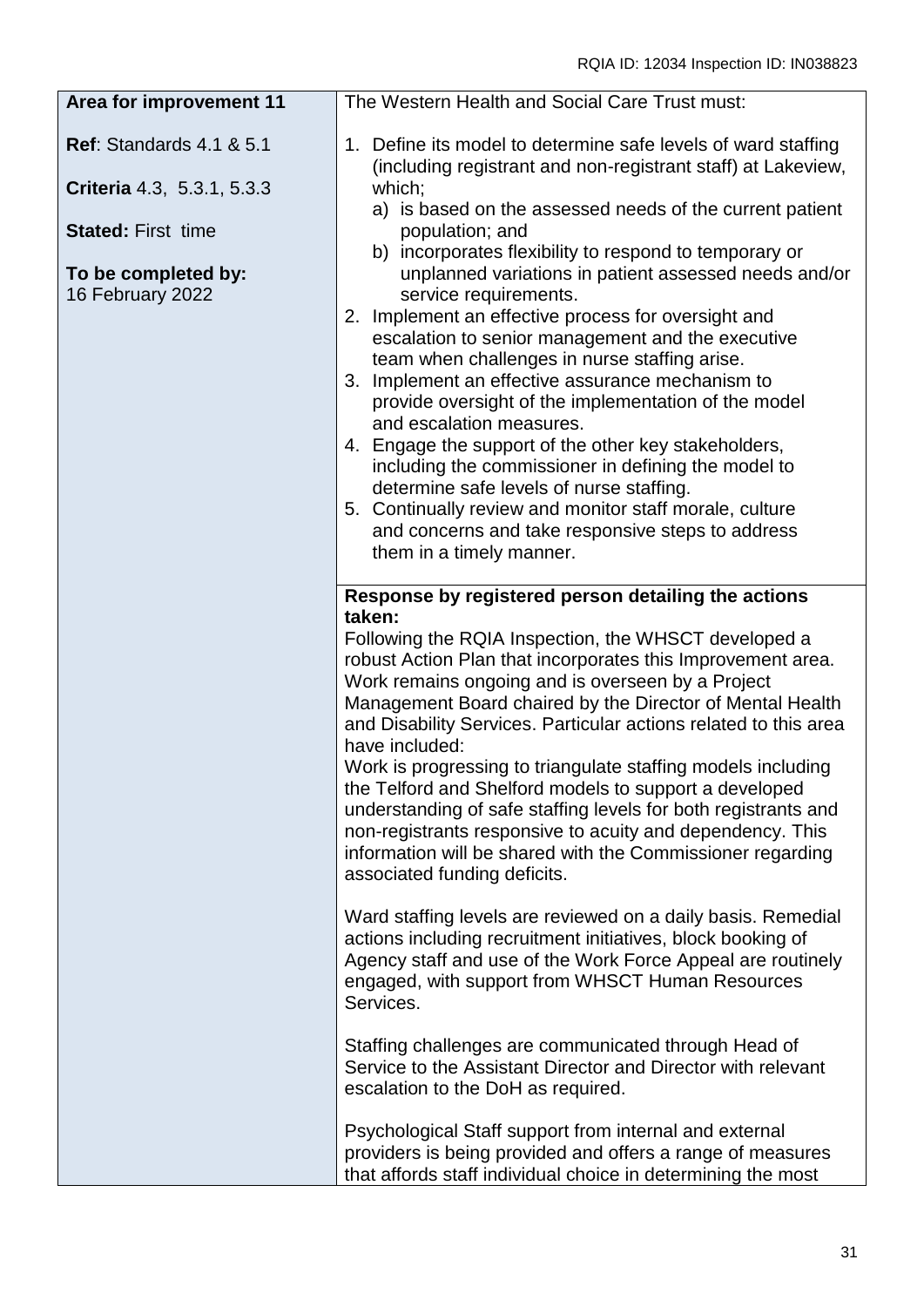| Area for improvement 11 | The Western Health and Social Care Trust must: |
|---|---|
| **Ref**: Standards 4.1 & 5.1<br><br>**Criteria** 4.3, 5.3.1, 5.3.3<br><br>**Stated:** First time<br><br>**To be completed by:**<br>16 February 2022 | 1. Define its model to determine safe levels of ward staffing (including registrant and non-registrant staff) at Lakeview, which;<br>a) is based on the assessed needs of the current patient population; and<br>b) incorporates flexibility to respond to temporary or unplanned variations in patient assessed needs and/or service requirements.<br>2. Implement an effective process for oversight and escalation to senior management and the executive team when challenges in nurse staffing arise.<br>3. Implement an effective assurance mechanism to provide oversight of the implementation of the model and escalation measures.<br>4. Engage the support of the other key stakeholders, including the commissioner in defining the model to determine safe levels of nurse staffing.<br>5. Continually review and monitor staff morale, culture and concerns and take responsive steps to address them in a timely manner. |
| | **Response by registered person detailing the actions taken:**<br>Following the RQIA Inspection, the WHSCT developed a robust Action Plan that incorporates this Improvement area. Work remains ongoing and is overseen by a Project Management Board chaired by the Director of Mental Health and Disability Services. Particular actions related to this area have included:<br>Work is progressing to triangulate staffing models including the Telford and Shelford models to support a developed understanding of safe staffing levels for both registrants and non-registrants responsive to acuity and dependency. This information will be shared with the Commissioner regarding associated funding deficits.<br><br>Ward staffing levels are reviewed on a daily basis. Remedial actions including recruitment initiatives, block booking of Agency staff and use of the Work Force Appeal are routinely engaged, with support from WHSCT Human Resources Services.<br><br>Staffing challenges are communicated through Head of Service to the Assistant Director and Director with relevant escalation to the DoH as required.<br><br>Psychological Staff support from internal and external providers is being provided and offers a range of measures that affords staff individual choice in determining the most |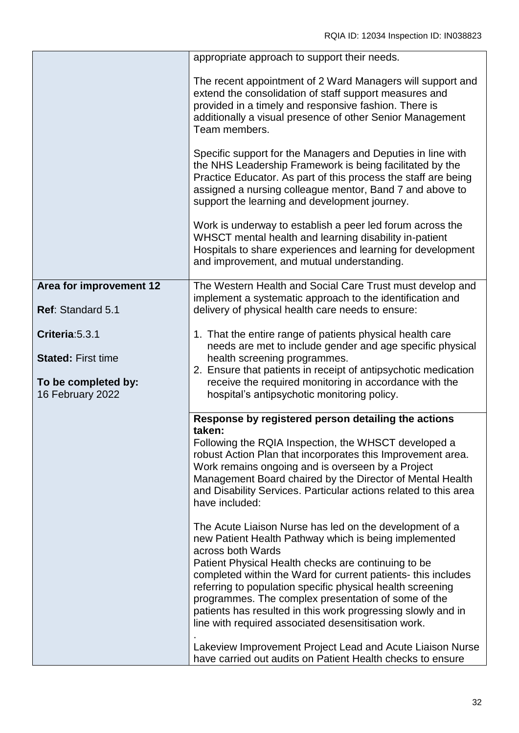| | |
|---|---|
| | appropriate approach to support their needs.<br><br>The recent appointment of 2 Ward Managers will support and extend the consolidation of staff support measures and provided in a timely and responsive fashion. There is additionally a visual presence of other Senior Management Team members.<br><br>Specific support for the Managers and Deputies in line with the NHS Leadership Framework is being facilitated by the Practice Educator. As part of this process the staff are being assigned a nursing colleague mentor, Band 7 and above to support the learning and development journey.<br><br>Work is underway to establish a peer led forum across the WHSCT mental health and learning disability in-patient Hospitals to share experiences and learning for development and improvement, and mutual understanding. |
| **Area for improvement 12**<br><br>**Ref**: Standard 5.1<br><br>**Criteria**:5.3.1<br><br>**Stated:** First time<br><br>**To be completed by:**<br>16 February 2022 | The Western Health and Social Care Trust must develop and implement a systematic approach to the identification and delivery of physical health care needs to ensure:<br><br>1. That the entire range of patients physical health care needs are met to include gender and age specific physical health screening programmes.<br>2. Ensure that patients in receipt of antipsychotic medication receive the required monitoring in accordance with the hospital's antipsychotic monitoring policy. |
| | **Response by registered person detailing the actions taken:**<br>Following the RQIA Inspection, the WHSCT developed a robust Action Plan that incorporates this Improvement area. Work remains ongoing and is overseen by a Project Management Board chaired by the Director of Mental Health and Disability Services. Particular actions related to this area have included:<br><br>The Acute Liaison Nurse has led on the development of a new Patient Health Pathway which is being implemented across both Wards<br>Patient Physical Health checks are continuing to be completed within the Ward for current patients- this includes referring to population specific physical health screening programmes. The complex presentation of some of the patients has resulted in this work progressing slowly and in line with required associated desensitisation work.<br>.<br>Lakeview Improvement Project Lead and Acute Liaison Nurse have carried out audits on Patient Health checks to ensure |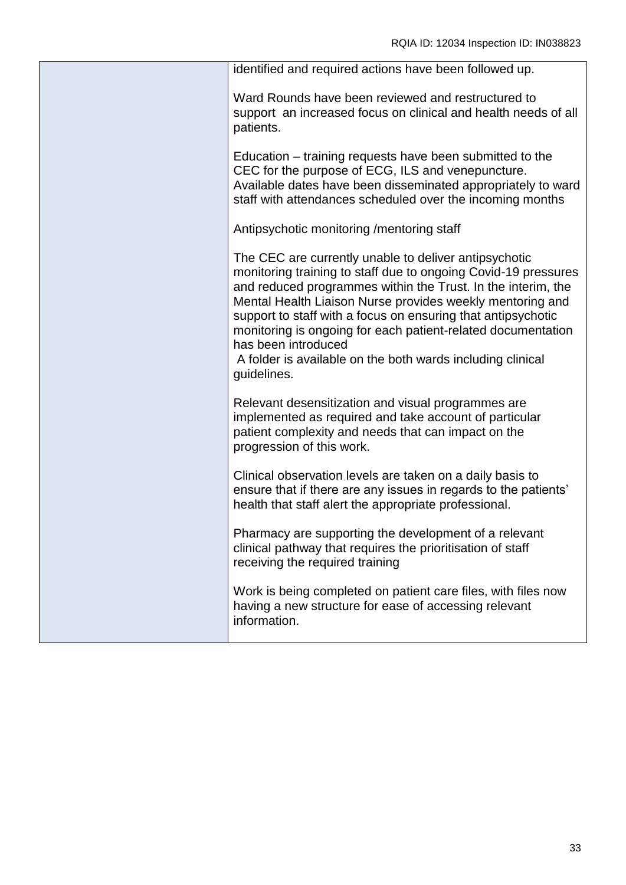| | |
|---|---|
| | identified and required actions have been followed up.<br><br>Ward Rounds have been reviewed and restructured to support an increased focus on clinical and health needs of all patients.<br><br>Education – training requests have been submitted to the CEC for the purpose of ECG, ILS and venepuncture. Available dates have been disseminated appropriately to ward staff with attendances scheduled over the incoming months<br><br>Antipsychotic monitoring /mentoring staff<br><br>The CEC are currently unable to deliver antipsychotic monitoring training to staff due to ongoing Covid-19 pressures and reduced programmes within the Trust. In the interim, the Mental Health Liaison Nurse provides weekly mentoring and support to staff with a focus on ensuring that antipsychotic monitoring is ongoing for each patient-related documentation has been introduced<br>A folder is available on the both wards including clinical guidelines.<br><br>Relevant desensitization and visual programmes are implemented as required and take account of particular patient complexity and needs that can impact on the progression of this work.<br><br>Clinical observation levels are taken on a daily basis to ensure that if there are any issues in regards to the patients' health that staff alert the appropriate professional.<br><br>Pharmacy are supporting the development of a relevant clinical pathway that requires the prioritisation of staff receiving the required training<br><br>Work is being completed on patient care files, with files now having a new structure for ease of accessing relevant information. |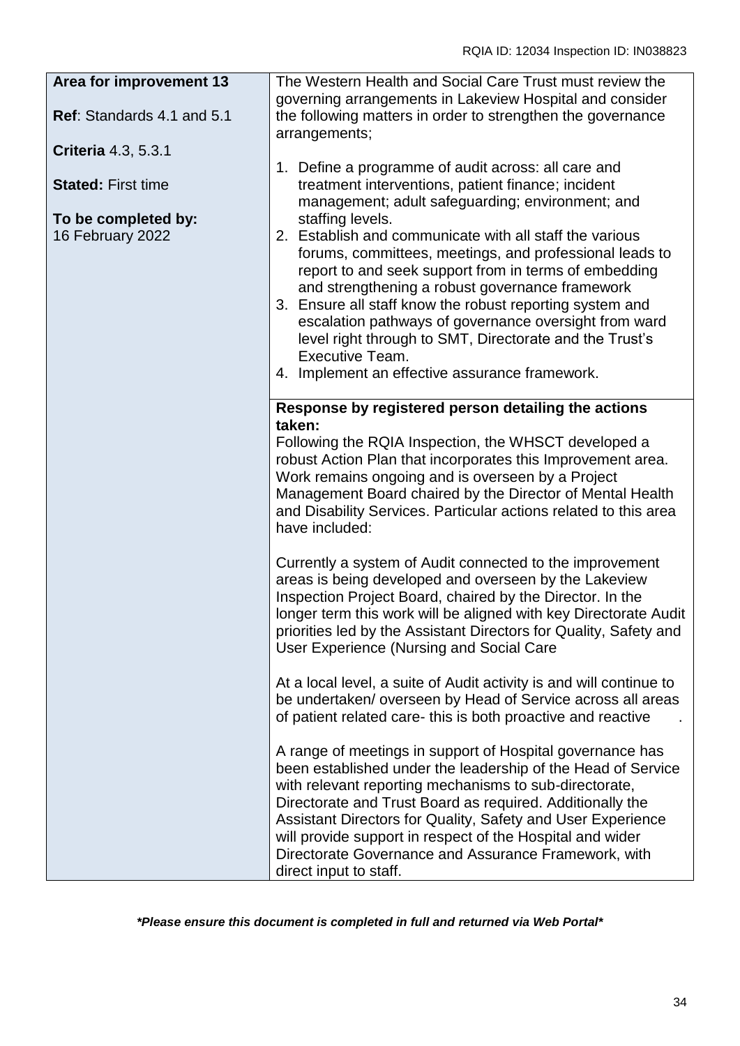| **Area for improvement 13**<br><br>**Ref**: Standards 4.1 and 5.1<br><br>**Criteria** 4.3, 5.3.1<br><br>**Stated:** First time<br><br>**To be completed by:**<br>16 February 2022 | The Western Health and Social Care Trust must review the governing arrangements in Lakeview Hospital and consider the following matters in order to strengthen the governance arrangements;<br><br>1. Define a programme of audit across: all care and treatment interventions, patient finance; incident management; adult safeguarding; environment; and staffing levels.<br>2. Establish and communicate with all staff the various forums, committees, meetings, and professional leads to report to and seek support from in terms of embedding and strengthening a robust governance framework<br>3. Ensure all staff know the robust reporting system and escalation pathways of governance oversight from ward level right through to SMT, Directorate and the Trust's Executive Team.<br>4. Implement an effective assurance framework. |
|---|---|
| | **Response by registered person detailing the actions taken:**<br>Following the RQIA Inspection, the WHSCT developed a robust Action Plan that incorporates this Improvement area. Work remains ongoing and is overseen by a Project Management Board chaired by the Director of Mental Health and Disability Services. Particular actions related to this area have included:<br><br>Currently a system of Audit connected to the improvement areas is being developed and overseen by the Lakeview Inspection Project Board, chaired by the Director. In the longer term this work will be aligned with key Directorate Audit priorities led by the Assistant Directors for Quality, Safety and User Experience (Nursing and Social Care<br><br>At a local level, a suite of Audit activity is and will continue to be undertaken/ overseen by Head of Service across all areas of patient related care- this is both proactive and reactive .<br><br>A range of meetings in support of Hospital governance has been established under the leadership of the Head of Service with relevant reporting mechanisms to sub-directorate, Directorate and Trust Board as required. Additionally the Assistant Directors for Quality, Safety and User Experience will provide support in respect of the Hospital and wider Directorate Governance and Assurance Framework, with direct input to staff. |

***Please ensure this document is completed in full and returned via Web Portal***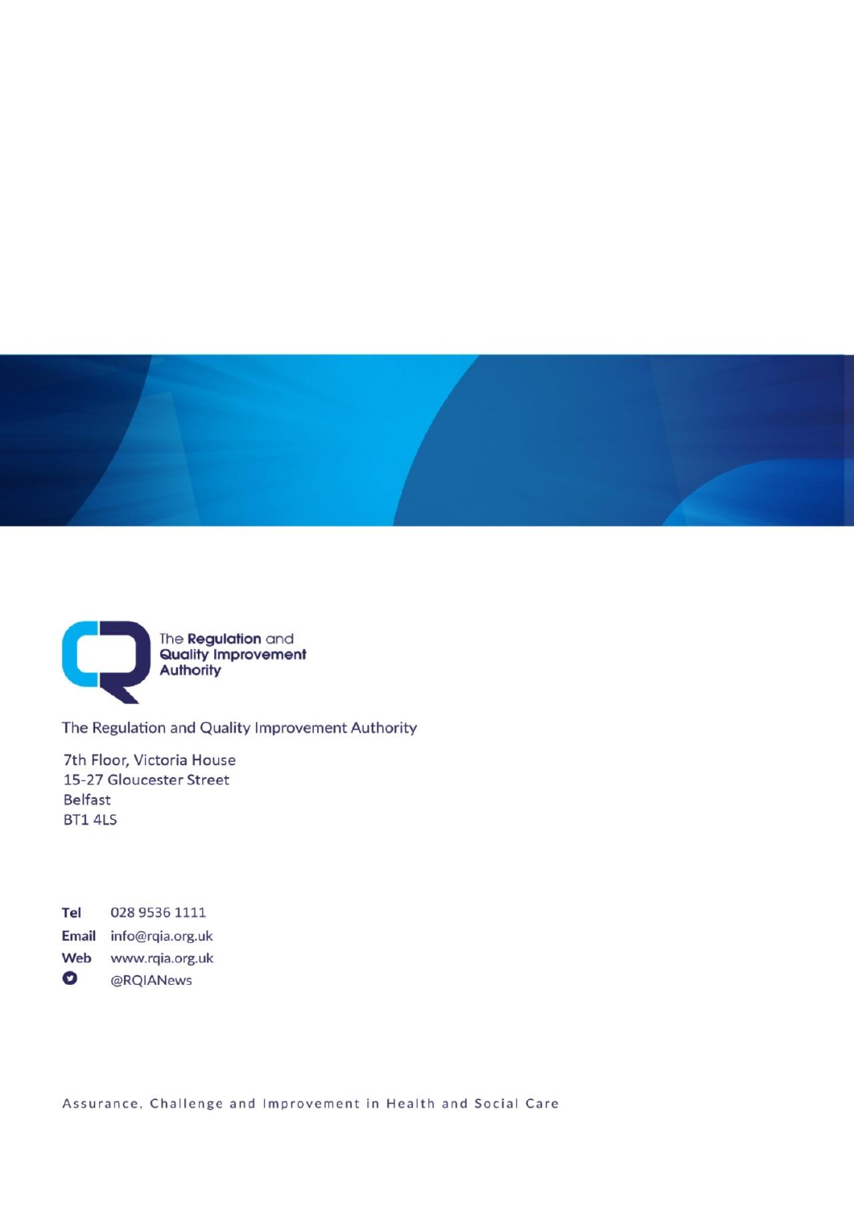The Regulation and Quality Improvement Authority

The Regulation and Quality Improvement Authority

7th Floor, Victoria House
15-27 Gloucester Street
Belfast
BT1 4LS

| | |
|---|---|
| **Tel** | 028 9536 1111 |
| **Email** | info@rqia.org.uk |
| **Web** | www.rqia.org.uk |
| | @RQIANews |

Assurance, Challenge and Improvement in Health and Social Care